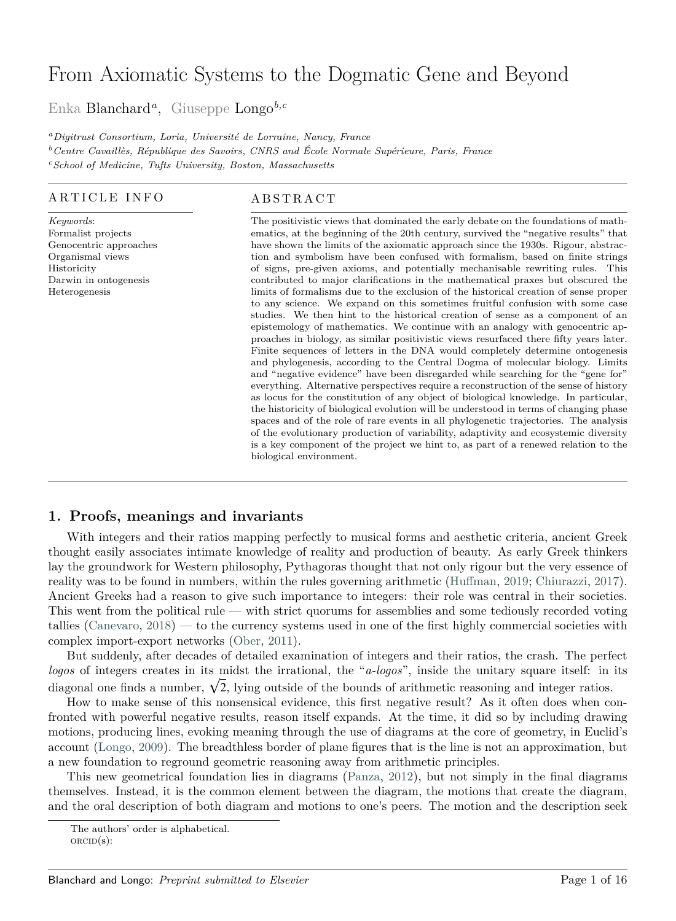# From Axiomatic Systems to the Dogmatic Gene and Beyond

Enka Blanchard[a], Giuseppe Longo[b,c]

[a] *Digitrust Consortium, Loria, Université de Lorraine, Nancy, France*
[b] *Centre Cavaillès, République des Savoirs, CNRS and École Normale Supérieure, Paris, France*
[c] *School of Medicine, Tufts University, Boston, Massachusetts*

## ARTICLE INFO

*Keywords*:
Formalist projects
Genocentric approaches
Organismal views
Historicity
Darwin in ontogenesis
Heterogenesis

## ABSTRACT

The positivistic views that dominated the early debate on the foundations of mathematics, at the beginning of the 20th century, survived the "negative results" that have shown the limits of the axiomatic approach since the 1930s. Rigour, abstraction and symbolism have been confused with formalism, based on finite strings of signs, pre-given axioms, and potentially mechanisable rewriting rules. This contributed to major clarifications in the mathematical praxes but obscured the limits of formalisms due to the exclusion of the historical creation of sense proper to any science. We expand on this sometimes fruitful confusion with some case studies. We then hint to the historical creation of sense as a component of an epistemology of mathematics. We continue with an analogy with genocentric approaches in biology, as similar positivistic views resurfaced there fifty years later. Finite sequences of letters in the DNA would completely determine ontogenesis and phylogenesis, according to the Central Dogma of molecular biology. Limits and "negative evidence" have been disregarded while searching for the "gene for" everything. Alternative perspectives require a reconstruction of the sense of history as locus for the constitution of any object of biological knowledge. In particular, the historicity of biological evolution will be understood in terms of changing phase spaces and of the role of rare events in all phylogenetic trajectories. The analysis of the evolutionary production of variability, adaptivity and ecosystemic diversity is a key component of the project we hint to, as part of a renewed relation to the biological environment.

## 1. Proofs, meanings and invariants

With integers and their ratios mapping perfectly to musical forms and aesthetic criteria, ancient Greek thought easily associates intimate knowledge of reality and production of beauty. As early Greek thinkers lay the groundwork for Western philosophy, Pythagoras thought that not only rigour but the very essence of reality was to be found in numbers, within the rules governing arithmetic (Huffman, 2019; Chiurazzi, 2017). Ancient Greeks had a reason to give such importance to integers: their role was central in their societies. This went from the political rule — with strict quorums for assemblies and some tediously recorded voting tallies (Canevaro, 2018) — to the currency systems used in one of the first highly commercial societies with complex import-export networks (Ober, 2011).

But suddenly, after decades of detailed examination of integers and their ratios, the crash. The perfect *logos* of integers creates in its midst the irrational, the "*a-logos*", inside the unitary square itself: in its diagonal one finds a number, $\sqrt{2}$, lying outside of the bounds of arithmetic reasoning and integer ratios.

How to make sense of this nonsensical evidence, this first negative result? As it often does when confronted with powerful negative results, reason itself expands. At the time, it did so by including drawing motions, producing lines, evoking meaning through the use of diagrams at the core of geometry, in Euclid's account (Longo, 2009). The breadthless border of plane figures that is the line is not an approximation, but a new foundation to reground geometric reasoning away from arithmetic principles.

This new geometrical foundation lies in diagrams (Panza, 2012), but not simply in the final diagrams themselves. Instead, it is the common element between the diagram, the motions that create the diagram, and the oral description of both diagram and motions to one's peers. The motion and the description seek

The authors' order is alphabetical.
ORCID(s):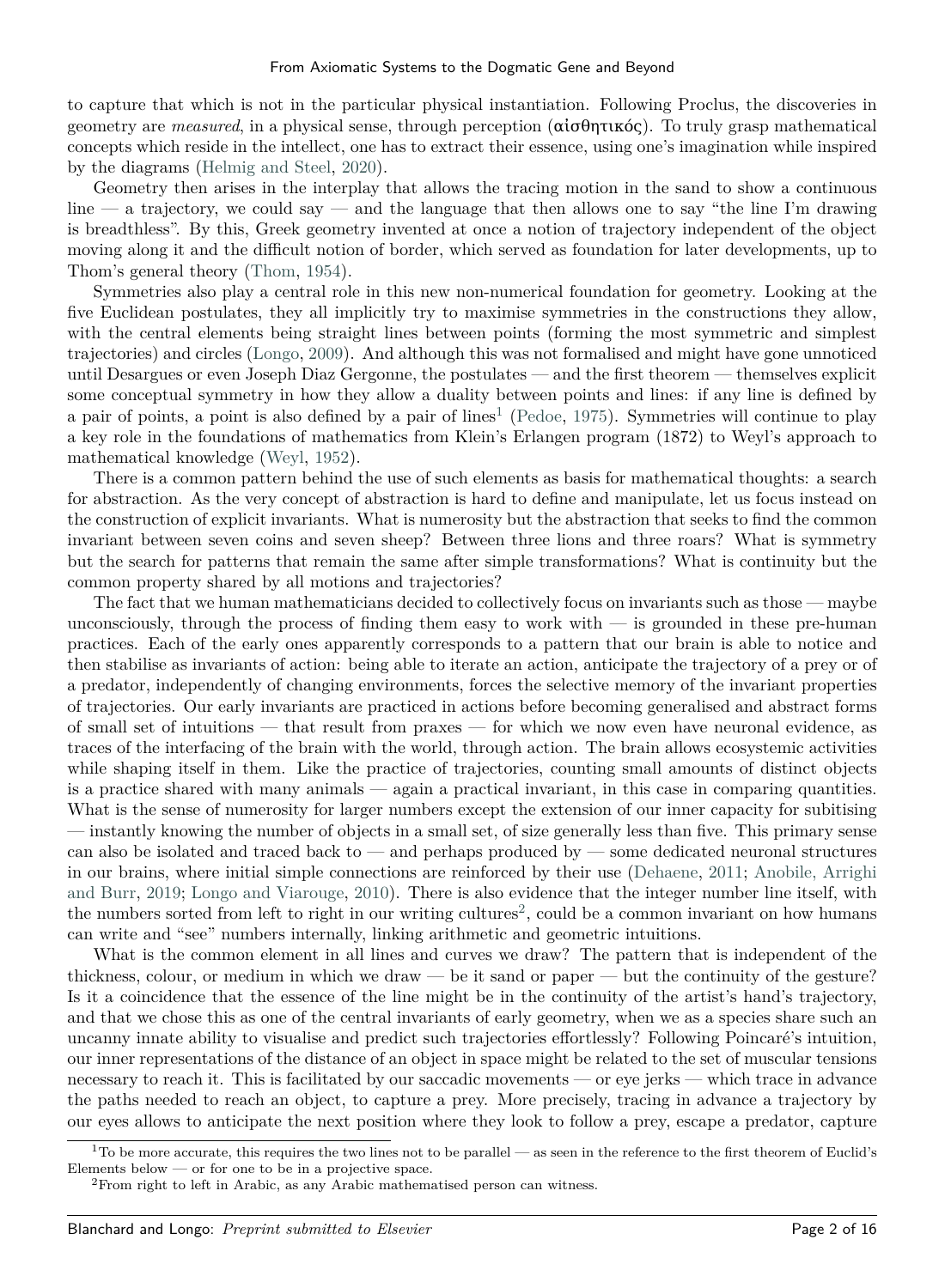to capture that which is not in the particular physical instantiation. Following Proclus, the discoveries in geometry are *measured*, in a physical sense, through perception (αἰσθητικός). To truly grasp mathematical concepts which reside in the intellect, one has to extract their essence, using one's imagination while inspired by the diagrams (Helmig and Steel, 2020).

Geometry then arises in the interplay that allows the tracing motion in the sand to show a continuous line — a trajectory, we could say — and the language that then allows one to say "the line I'm drawing is breadthless". By this, Greek geometry invented at once a notion of trajectory independent of the object moving along it and the difficult notion of border, which served as foundation for later developments, up to Thom's general theory (Thom, 1954).

Symmetries also play a central role in this new non-numerical foundation for geometry. Looking at the five Euclidean postulates, they all implicitly try to maximise symmetries in the constructions they allow, with the central elements being straight lines between points (forming the most symmetric and simplest trajectories) and circles (Longo, 2009). And although this was not formalised and might have gone unnoticed until Desargues or even Joseph Diaz Gergonne, the postulates — and the first theorem — themselves explicit some conceptual symmetry in how they allow a duality between points and lines: if any line is defined by a pair of points, a point is also defined by a pair of lines[1] (Pedoe, 1975). Symmetries will continue to play a key role in the foundations of mathematics from Klein's Erlangen program (1872) to Weyl's approach to mathematical knowledge (Weyl, 1952).

There is a common pattern behind the use of such elements as basis for mathematical thoughts: a search for abstraction. As the very concept of abstraction is hard to define and manipulate, let us focus instead on the construction of explicit invariants. What is numerosity but the abstraction that seeks to find the common invariant between seven coins and seven sheep? Between three lions and three roars? What is symmetry but the search for patterns that remain the same after simple transformations? What is continuity but the common property shared by all motions and trajectories?

The fact that we human mathematicians decided to collectively focus on invariants such as those — maybe unconsciously, through the process of finding them easy to work with — is grounded in these pre-human practices. Each of the early ones apparently corresponds to a pattern that our brain is able to notice and then stabilise as invariants of action: being able to iterate an action, anticipate the trajectory of a prey or of a predator, independently of changing environments, forces the selective memory of the invariant properties of trajectories. Our early invariants are practiced in actions before becoming generalised and abstract forms of small set of intuitions — that result from praxes — for which we now even have neuronal evidence, as traces of the interfacing of the brain with the world, through action. The brain allows ecosystemic activities while shaping itself in them. Like the practice of trajectories, counting small amounts of distinct objects is a practice shared with many animals — again a practical invariant, in this case in comparing quantities. What is the sense of numerosity for larger numbers except the extension of our inner capacity for subitising — instantly knowing the number of objects in a small set, of size generally less than five. This primary sense can also be isolated and traced back to — and perhaps produced by — some dedicated neuronal structures in our brains, where initial simple connections are reinforced by their use (Dehaene, 2011; Anobile, Arrighi and Burr, 2019; Longo and Viarouge, 2010). There is also evidence that the integer number line itself, with the numbers sorted from left to right in our writing cultures[2], could be a common invariant on how humans can write and "see" numbers internally, linking arithmetic and geometric intuitions.

What is the common element in all lines and curves we draw? The pattern that is independent of the thickness, colour, or medium in which we draw — be it sand or paper — but the continuity of the gesture? Is it a coincidence that the essence of the line might be in the continuity of the artist's hand's trajectory, and that we chose this as one of the central invariants of early geometry, when we as a species share such an uncanny innate ability to visualise and predict such trajectories effortlessly? Following Poincaré's intuition, our inner representations of the distance of an object in space might be related to the set of muscular tensions necessary to reach it. This is facilitated by our saccadic movements — or eye jerks — which trace in advance the paths needed to reach an object, to capture a prey. More precisely, tracing in advance a trajectory by our eyes allows to anticipate the next position where they look to follow a prey, escape a predator, capture

[1] To be more accurate, this requires the two lines not to be parallel — as seen in the reference to the first theorem of Euclid's Elements below — or for one to be in a projective space.

[2] From right to left in Arabic, as any Arabic mathematised person can witness.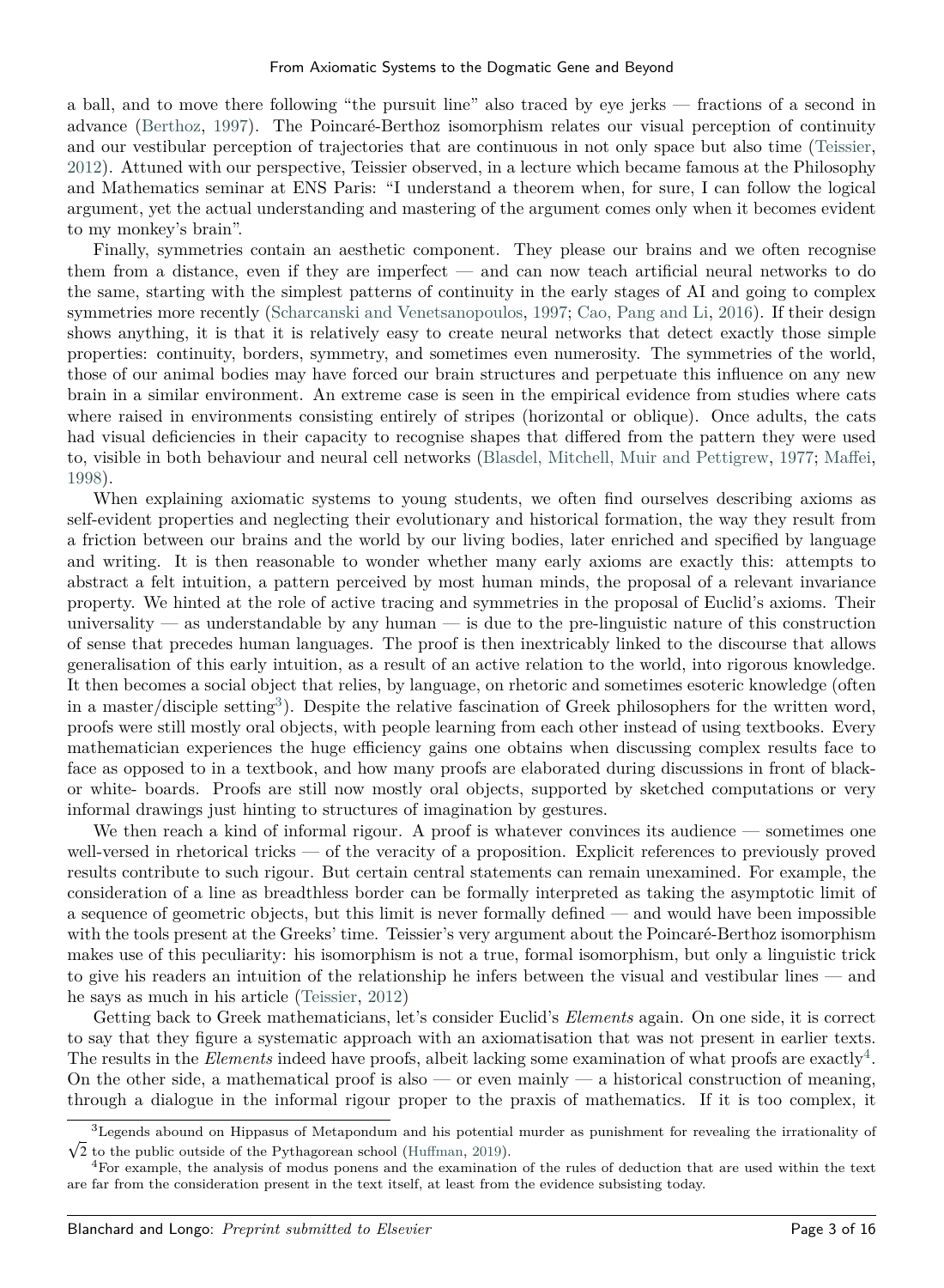a ball, and to move there following "the pursuit line" also traced by eye jerks — fractions of a second in advance (Berthoz, 1997). The Poincaré-Berthoz isomorphism relates our visual perception of continuity and our vestibular perception of trajectories that are continuous in not only space but also time (Teissier, 2012). Attuned with our perspective, Teissier observed, in a lecture which became famous at the Philosophy and Mathematics seminar at ENS Paris: "I understand a theorem when, for sure, I can follow the logical argument, yet the actual understanding and mastering of the argument comes only when it becomes evident to my monkey's brain".

Finally, symmetries contain an aesthetic component. They please our brains and we often recognise them from a distance, even if they are imperfect — and can now teach artificial neural networks to do the same, starting with the simplest patterns of continuity in the early stages of AI and going to complex symmetries more recently (Scharcanski and Venetsanopoulos, 1997; Cao, Pang and Li, 2016). If their design shows anything, it is that it is relatively easy to create neural networks that detect exactly those simple properties: continuity, borders, symmetry, and sometimes even numerosity. The symmetries of the world, those of our animal bodies may have forced our brain structures and perpetuate this influence on any new brain in a similar environment. An extreme case is seen in the empirical evidence from studies where cats where raised in environments consisting entirely of stripes (horizontal or oblique). Once adults, the cats had visual deficiencies in their capacity to recognise shapes that differed from the pattern they were used to, visible in both behaviour and neural cell networks (Blasdel, Mitchell, Muir and Pettigrew, 1977; Maffei, 1998).

When explaining axiomatic systems to young students, we often find ourselves describing axioms as self-evident properties and neglecting their evolutionary and historical formation, the way they result from a friction between our brains and the world by our living bodies, later enriched and specified by language and writing. It is then reasonable to wonder whether many early axioms are exactly this: attempts to abstract a felt intuition, a pattern perceived by most human minds, the proposal of a relevant invariance property. We hinted at the role of active tracing and symmetries in the proposal of Euclid's axioms. Their universality — as understandable by any human — is due to the pre-linguistic nature of this construction of sense that precedes human languages. The proof is then inextricably linked to the discourse that allows generalisation of this early intuition, as a result of an active relation to the world, into rigorous knowledge. It then becomes a social object that relies, by language, on rhetoric and sometimes esoteric knowledge (often in a master/disciple setting[3]). Despite the relative fascination of Greek philosophers for the written word, proofs were still mostly oral objects, with people learning from each other instead of using textbooks. Every mathematician experiences the huge efficiency gains one obtains when discussing complex results face to face as opposed to in a textbook, and how many proofs are elaborated during discussions in front of black- or white- boards. Proofs are still now mostly oral objects, supported by sketched computations or very informal drawings just hinting to structures of imagination by gestures.

We then reach a kind of informal rigour. A proof is whatever convinces its audience — sometimes one well-versed in rhetorical tricks — of the veracity of a proposition. Explicit references to previously proved results contribute to such rigour. But certain central statements can remain unexamined. For example, the consideration of a line as breadthless border can be formally interpreted as taking the asymptotic limit of a sequence of geometric objects, but this limit is never formally defined — and would have been impossible with the tools present at the Greeks' time. Teissier's very argument about the Poincaré-Berthoz isomorphism makes use of this peculiarity: his isomorphism is not a true, formal isomorphism, but only a linguistic trick to give his readers an intuition of the relationship he infers between the visual and vestibular lines — and he says as much in his article (Teissier, 2012)

Getting back to Greek mathematicians, let's consider Euclid's *Elements* again. On one side, it is correct to say that they figure a systematic approach with an axiomatisation that was not present in earlier texts. The results in the *Elements* indeed have proofs, albeit lacking some examination of what proofs are exactly[4]. On the other side, a mathematical proof is also — or even mainly — a historical construction of meaning, through a dialogue in the informal rigour proper to the praxis of mathematics. If it is too complex, it

[3] Legends abound on Hippasus of Metapondum and his potential murder as punishment for revealing the irrationality of $\sqrt{2}$ to the public outside of the Pythagorean school (Huffman, 2019).

[4] For example, the analysis of modus ponens and the examination of the rules of deduction that are used within the text are far from the consideration present in the text itself, at least from the evidence subsisting today.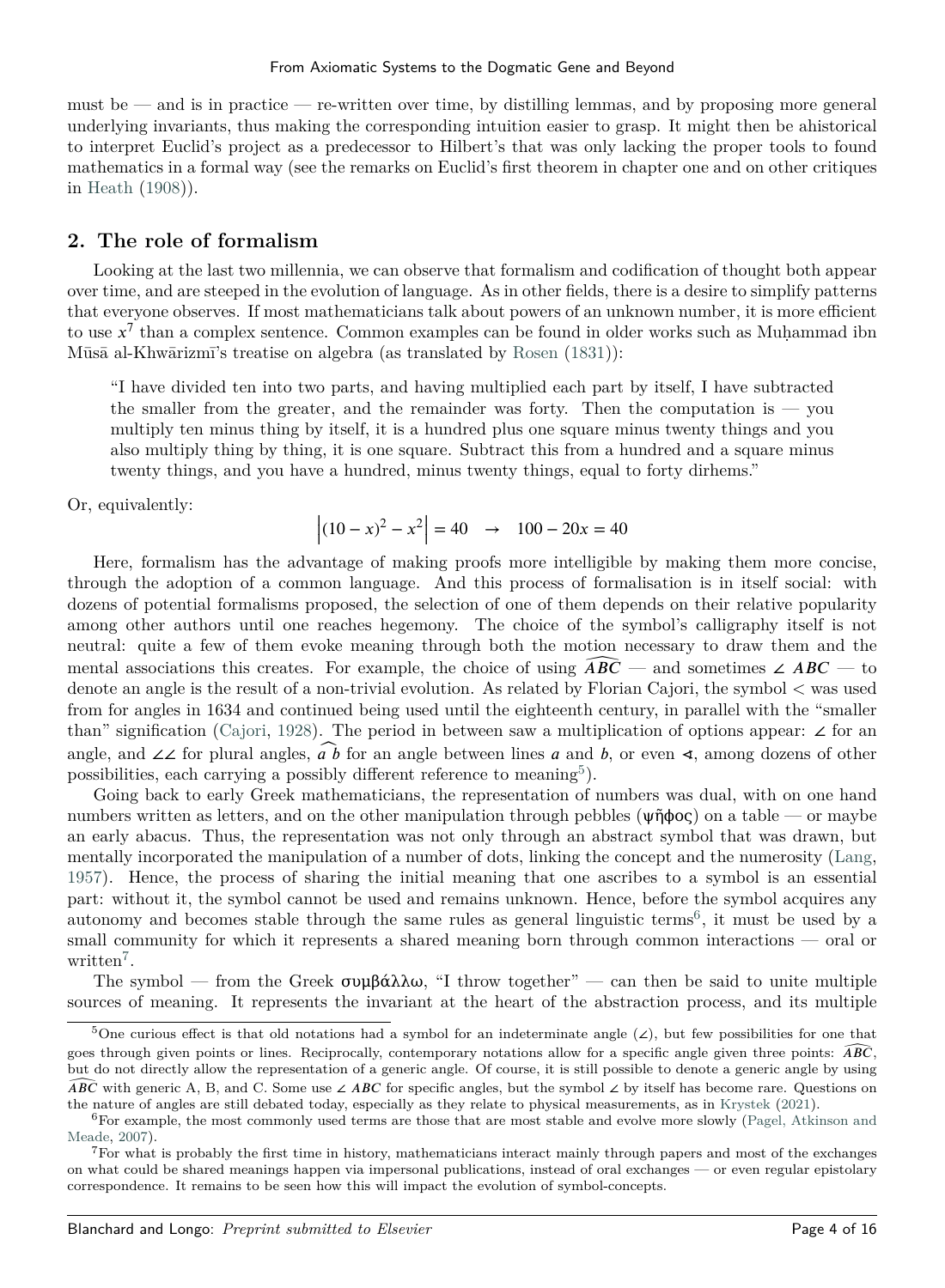must be — and is in practice — re-written over time, by distilling lemmas, and by proposing more general underlying invariants, thus making the corresponding intuition easier to grasp. It might then be ahistorical to interpret Euclid's project as a predecessor to Hilbert's that was only lacking the proper tools to found mathematics in a formal way (see the remarks on Euclid's first theorem in chapter one and on other critiques in Heath (1908)).

## 2. The role of formalism

Looking at the last two millennia, we can observe that formalism and codification of thought both appear over time, and are steeped in the evolution of language. As in other fields, there is a desire to simplify patterns that everyone observes. If most mathematicians talk about powers of an unknown number, it is more efficient to use $x^7$ than a complex sentence. Common examples can be found in older works such as Muḥammad ibn Mūsā al-Khwārizmī's treatise on algebra (as translated by Rosen (1831)):

> "I have divided ten into two parts, and having multiplied each part by itself, I have subtracted the smaller from the greater, and the remainder was forty. Then the computation is — you multiply ten minus thing by itself, it is a hundred plus one square minus twenty things and you also multiply thing by thing, it is one square. Subtract this from a hundred and a square minus twenty things, and you have a hundred, minus twenty things, equal to forty dirhems."

Or, equivalently:

$$\left|(10 - x)^2 - x^2\right| = 40 \quad \rightarrow \quad 100 - 20x = 40$$

Here, formalism has the advantage of making proofs more intelligible by making them more concise, through the adoption of a common language. And this process of formalisation is in itself social: with dozens of potential formalisms proposed, the selection of one of them depends on their relative popularity among other authors until one reaches hegemony. The choice of the symbol's calligraphy itself is not neutral: quite a few of them evoke meaning through both the motion necessary to draw them and the mental associations this creates. For example, the choice of using $\widehat{ABC}$ — and sometimes $\angle\, ABC$ — to denote an angle is the result of a non-trivial evolution. As related by Florian Cajori, the symbol $<$ was used from for angles in 1634 and continued being used until the eighteenth century, in parallel with the "smaller than" signification (Cajori, 1928). The period in between saw a multiplication of options appear: $\angle$ for an angle, and $\angle\angle$ for plural angles, $\widehat{a\ b}$ for an angle between lines $a$ and $b$, or even $\sphericalangle$, among dozens of other possibilities, each carrying a possibly different reference to meaning[5]).

Going back to early Greek mathematicians, the representation of numbers was dual, with on one hand numbers written as letters, and on the other manipulation through pebbles (ψῆφος) on a table — or maybe an early abacus. Thus, the representation was not only through an abstract symbol that was drawn, but mentally incorporated the manipulation of a number of dots, linking the concept and the numerosity (Lang, 1957). Hence, the process of sharing the initial meaning that one ascribes to a symbol is an essential part: without it, the symbol cannot be used and remains unknown. Hence, before the symbol acquires any autonomy and becomes stable through the same rules as general linguistic terms[6], it must be used by a small community for which it represents a shared meaning born through common interactions — oral or written[7].

The symbol — from the Greek συμβάλλω, "I throw together" — can then be said to unite multiple sources of meaning. It represents the invariant at the heart of the abstraction process, and its multiple

---

[5] One curious effect is that old notations had a symbol for an indeterminate angle ($\angle$), but few possibilities for one that goes through given points or lines. Reciprocally, contemporary notations allow for a specific angle given three points: $\widehat{ABC}$, but do not directly allow the representation of a generic angle. Of course, it is still possible to denote a generic angle by using $\widehat{ABC}$ with generic A, B, and C. Some use $\angle\, ABC$ for specific angles, but the symbol $\angle$ by itself has become rare. Questions on the nature of angles are still debated today, especially as they relate to physical measurements, as in Krystek (2021).

[6] For example, the most commonly used terms are those that are most stable and evolve more slowly (Pagel, Atkinson and Meade, 2007).

[7] For what is probably the first time in history, mathematicians interact mainly through papers and most of the exchanges on what could be shared meanings happen via impersonal publications, instead of oral exchanges — or even regular epistolary correspondence. It remains to be seen how this will impact the evolution of symbol-concepts.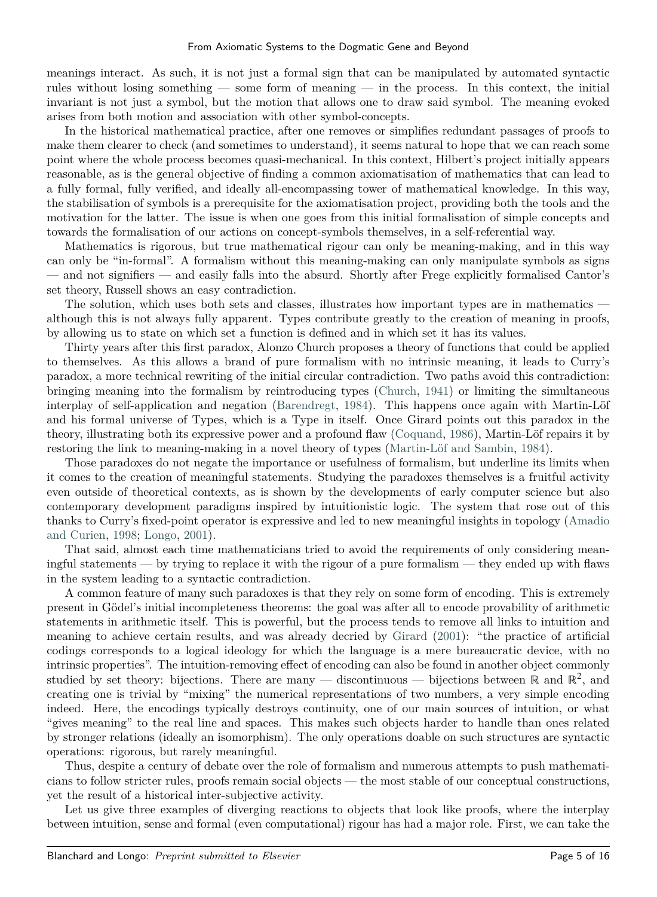meanings interact. As such, it is not just a formal sign that can be manipulated by automated syntactic rules without losing something — some form of meaning — in the process. In this context, the initial invariant is not just a symbol, but the motion that allows one to draw said symbol. The meaning evoked arises from both motion and association with other symbol-concepts.

In the historical mathematical practice, after one removes or simplifies redundant passages of proofs to make them clearer to check (and sometimes to understand), it seems natural to hope that we can reach some point where the whole process becomes quasi-mechanical. In this context, Hilbert's project initially appears reasonable, as is the general objective of finding a common axiomatisation of mathematics that can lead to a fully formal, fully verified, and ideally all-encompassing tower of mathematical knowledge. In this way, the stabilisation of symbols is a prerequisite for the axiomatisation project, providing both the tools and the motivation for the latter. The issue is when one goes from this initial formalisation of simple concepts and towards the formalisation of our actions on concept-symbols themselves, in a self-referential way.

Mathematics is rigorous, but true mathematical rigour can only be meaning-making, and in this way can only be "in-formal". A formalism without this meaning-making can only manipulate symbols as signs — and not signifiers — and easily falls into the absurd. Shortly after Frege explicitly formalised Cantor's set theory, Russell shows an easy contradiction.

The solution, which uses both sets and classes, illustrates how important types are in mathematics — although this is not always fully apparent. Types contribute greatly to the creation of meaning in proofs, by allowing us to state on which set a function is defined and in which set it has its values.

Thirty years after this first paradox, Alonzo Church proposes a theory of functions that could be applied to themselves. As this allows a brand of pure formalism with no intrinsic meaning, it leads to Curry's paradox, a more technical rewriting of the initial circular contradiction. Two paths avoid this contradiction: bringing meaning into the formalism by reintroducing types (Church, 1941) or limiting the simultaneous interplay of self-application and negation (Barendregt, 1984). This happens once again with Martin-Löf and his formal universe of Types, which is a Type in itself. Once Girard points out this paradox in the theory, illustrating both its expressive power and a profound flaw (Coquand, 1986), Martin-Löf repairs it by restoring the link to meaning-making in a novel theory of types (Martin-Löf and Sambin, 1984).

Those paradoxes do not negate the importance or usefulness of formalism, but underline its limits when it comes to the creation of meaningful statements. Studying the paradoxes themselves is a fruitful activity even outside of theoretical contexts, as is shown by the developments of early computer science but also contemporary development paradigms inspired by intuitionistic logic. The system that rose out of this thanks to Curry's fixed-point operator is expressive and led to new meaningful insights in topology (Amadio and Curien, 1998; Longo, 2001).

That said, almost each time mathematicians tried to avoid the requirements of only considering meaningful statements — by trying to replace it with the rigour of a pure formalism — they ended up with flaws in the system leading to a syntactic contradiction.

A common feature of many such paradoxes is that they rely on some form of encoding. This is extremely present in Gödel's initial incompleteness theorems: the goal was after all to encode provability of arithmetic statements in arithmetic itself. This is powerful, but the process tends to remove all links to intuition and meaning to achieve certain results, and was already decried by Girard (2001): "the practice of artificial codings corresponds to a logical ideology for which the language is a mere bureaucratic device, with no intrinsic properties". The intuition-removing effect of encoding can also be found in another object commonly studied by set theory: bijections. There are many — discontinuous — bijections between $\mathbb{R}$ and $\mathbb{R}^2$, and creating one is trivial by "mixing" the numerical representations of two numbers, a very simple encoding indeed. Here, the encodings typically destroys continuity, one of our main sources of intuition, or what "gives meaning" to the real line and spaces. This makes such objects harder to handle than ones related by stronger relations (ideally an isomorphism). The only operations doable on such structures are syntactic operations: rigorous, but rarely meaningful.

Thus, despite a century of debate over the role of formalism and numerous attempts to push mathematicians to follow stricter rules, proofs remain social objects — the most stable of our conceptual constructions, yet the result of a historical inter-subjective activity.

Let us give three examples of diverging reactions to objects that look like proofs, where the interplay between intuition, sense and formal (even computational) rigour has had a major role. First, we can take the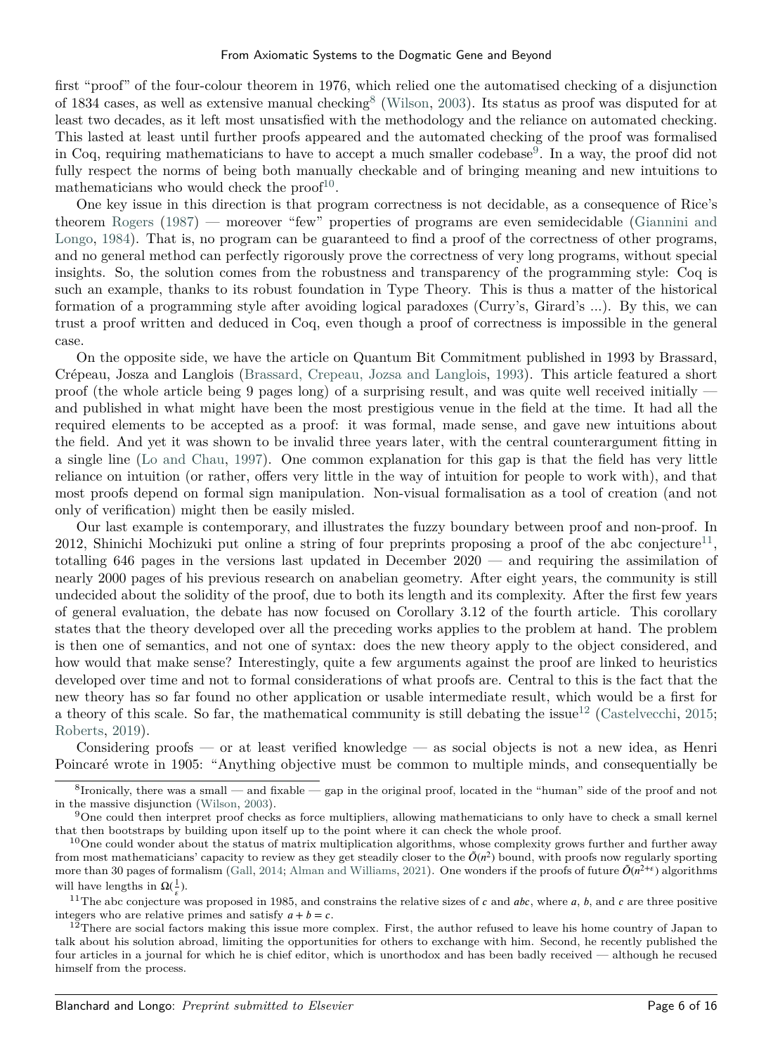first "proof" of the four-colour theorem in 1976, which relied one the automatised checking of a disjunction of 1834 cases, as well as extensive manual checking[8] (Wilson, 2003). Its status as proof was disputed for at least two decades, as it left most unsatisfied with the methodology and the reliance on automated checking. This lasted at least until further proofs appeared and the automated checking of the proof was formalised in Coq, requiring mathematicians to have to accept a much smaller codebase[9]. In a way, the proof did not fully respect the norms of being both manually checkable and of bringing meaning and new intuitions to mathematicians who would check the proof[10].

One key issue in this direction is that program correctness is not decidable, as a consequence of Rice's theorem Rogers (1987) — moreover "few" properties of programs are even semidecidable (Giannini and Longo, 1984). That is, no program can be guaranteed to find a proof of the correctness of other programs, and no general method can perfectly rigorously prove the correctness of very long programs, without special insights. So, the solution comes from the robustness and transparency of the programming style: Coq is such an example, thanks to its robust foundation in Type Theory. This is thus a matter of the historical formation of a programming style after avoiding logical paradoxes (Curry's, Girard's ...). By this, we can trust a proof written and deduced in Coq, even though a proof of correctness is impossible in the general case.

On the opposite side, we have the article on Quantum Bit Commitment published in 1993 by Brassard, Crépeau, Josza and Langlois (Brassard, Crepeau, Jozsa and Langlois, 1993). This article featured a short proof (the whole article being 9 pages long) of a surprising result, and was quite well received initially — and published in what might have been the most prestigious venue in the field at the time. It had all the required elements to be accepted as a proof: it was formal, made sense, and gave new intuitions about the field. And yet it was shown to be invalid three years later, with the central counterargument fitting in a single line (Lo and Chau, 1997). One common explanation for this gap is that the field has very little reliance on intuition (or rather, offers very little in the way of intuition for people to work with), and that most proofs depend on formal sign manipulation. Non-visual formalisation as a tool of creation (and not only of verification) might then be easily misled.

Our last example is contemporary, and illustrates the fuzzy boundary between proof and non-proof. In 2012, Shinichi Mochizuki put online a string of four preprints proposing a proof of the abc conjecture[11], totalling 646 pages in the versions last updated in December 2020 — and requiring the assimilation of nearly 2000 pages of his previous research on anabelian geometry. After eight years, the community is still undecided about the solidity of the proof, due to both its length and its complexity. After the first few years of general evaluation, the debate has now focused on Corollary 3.12 of the fourth article. This corollary states that the theory developed over all the preceding works applies to the problem at hand. The problem is then one of semantics, and not one of syntax: does the new theory apply to the object considered, and how would that make sense? Interestingly, quite a few arguments against the proof are linked to heuristics developed over time and not to formal considerations of what proofs are. Central to this is the fact that the new theory has so far found no other application or usable intermediate result, which would be a first for a theory of this scale. So far, the mathematical community is still debating the issue[12] (Castelvecchi, 2015; Roberts, 2019).

Considering proofs — or at least verified knowledge — as social objects is not a new idea, as Henri Poincaré wrote in 1905: "Anything objective must be common to multiple minds, and consequentially be

---

[8] Ironically, there was a small — and fixable — gap in the original proof, located in the "human" side of the proof and not in the massive disjunction (Wilson, 2003).

[9] One could then interpret proof checks as force multipliers, allowing mathematicians to only have to check a small kernel that then bootstraps by building upon itself up to the point where it can check the whole proof.

[10] One could wonder about the status of matrix multiplication algorithms, whose complexity grows further and further away from most mathematicians' capacity to review as they get steadily closer to the $\tilde{O}(n^2)$ bound, with proofs now regularly sporting more than 30 pages of formalism (Gall, 2014; Alman and Williams, 2021). One wonders if the proofs of future $\tilde{O}(n^{2+\epsilon})$ algorithms will have lengths in $\Omega(\frac{1}{\epsilon})$.

[11] The abc conjecture was proposed in 1985, and constrains the relative sizes of $c$ and $abc$, where $a$, $b$, and $c$ are three positive integers who are relative primes and satisfy $a + b = c$.

[12] There are social factors making this issue more complex. First, the author refused to leave his home country of Japan to talk about his solution abroad, limiting the opportunities for others to exchange with him. Second, he recently published the four articles in a journal for which he is chief editor, which is unorthodox and has been badly received — although he recused himself from the process.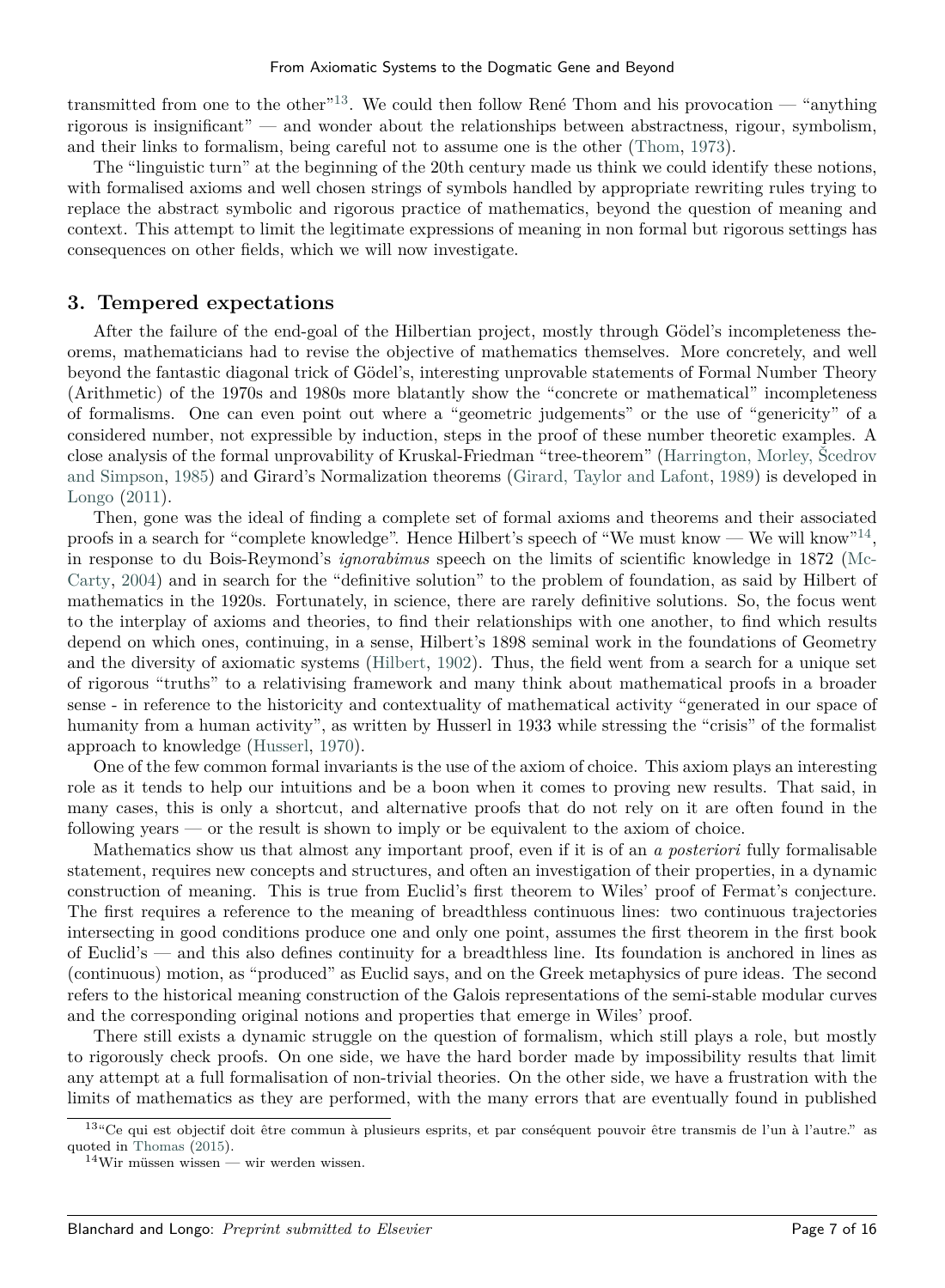transmitted from one to the other"[13]. We could then follow René Thom and his provocation — "anything rigorous is insignificant" — and wonder about the relationships between abstractness, rigour, symbolism, and their links to formalism, being careful not to assume one is the other (Thom, 1973).

The "linguistic turn" at the beginning of the 20th century made us think we could identify these notions, with formalised axioms and well chosen strings of symbols handled by appropriate rewriting rules trying to replace the abstract symbolic and rigorous practice of mathematics, beyond the question of meaning and context. This attempt to limit the legitimate expressions of meaning in non formal but rigorous settings has consequences on other fields, which we will now investigate.

## 3. Tempered expectations

After the failure of the end-goal of the Hilbertian project, mostly through Gödel's incompleteness theorems, mathematicians had to revise the objective of mathematics themselves. More concretely, and well beyond the fantastic diagonal trick of Gödel's, interesting unprovable statements of Formal Number Theory (Arithmetic) of the 1970s and 1980s more blatantly show the "concrete or mathematical" incompleteness of formalisms. One can even point out where a "geometric judgements" or the use of "genericity" of a considered number, not expressible by induction, steps in the proof of these number theoretic examples. A close analysis of the formal unprovability of Kruskal-Friedman "tree-theorem" (Harrington, Morley, Šcedrov and Simpson, 1985) and Girard's Normalization theorems (Girard, Taylor and Lafont, 1989) is developed in Longo (2011).

Then, gone was the ideal of finding a complete set of formal axioms and theorems and their associated proofs in a search for "complete knowledge". Hence Hilbert's speech of "We must know — We will know"[14], in response to du Bois-Reymond's *ignorabimus* speech on the limits of scientific knowledge in 1872 (McCarty, 2004) and in search for the "definitive solution" to the problem of foundation, as said by Hilbert of mathematics in the 1920s. Fortunately, in science, there are rarely definitive solutions. So, the focus went to the interplay of axioms and theories, to find their relationships with one another, to find which results depend on which ones, continuing, in a sense, Hilbert's 1898 seminal work in the foundations of Geometry and the diversity of axiomatic systems (Hilbert, 1902). Thus, the field went from a search for a unique set of rigorous "truths" to a relativising framework and many think about mathematical proofs in a broader sense - in reference to the historicity and contextuality of mathematical activity "generated in our space of humanity from a human activity", as written by Husserl in 1933 while stressing the "crisis" of the formalist approach to knowledge (Husserl, 1970).

One of the few common formal invariants is the use of the axiom of choice. This axiom plays an interesting role as it tends to help our intuitions and be a boon when it comes to proving new results. That said, in many cases, this is only a shortcut, and alternative proofs that do not rely on it are often found in the following years — or the result is shown to imply or be equivalent to the axiom of choice.

Mathematics show us that almost any important proof, even if it is of an *a posteriori* fully formalisable statement, requires new concepts and structures, and often an investigation of their properties, in a dynamic construction of meaning. This is true from Euclid's first theorem to Wiles' proof of Fermat's conjecture. The first requires a reference to the meaning of breadthless continuous lines: two continuous trajectories intersecting in good conditions produce one and only one point, assumes the first theorem in the first book of Euclid's — and this also defines continuity for a breadthless line. Its foundation is anchored in lines as (continuous) motion, as "produced" as Euclid says, and on the Greek metaphysics of pure ideas. The second refers to the historical meaning construction of the Galois representations of the semi-stable modular curves and the corresponding original notions and properties that emerge in Wiles' proof.

There still exists a dynamic struggle on the question of formalism, which still plays a role, but mostly to rigorously check proofs. On one side, we have the hard border made by impossibility results that limit any attempt at a full formalisation of non-trivial theories. On the other side, we have a frustration with the limits of mathematics as they are performed, with the many errors that are eventually found in published

[13] "Ce qui est objectif doit être commun à plusieurs esprits, et par conséquent pouvoir être transmis de l'un à l'autre." as quoted in Thomas (2015).

[14] Wir müssen wissen — wir werden wissen.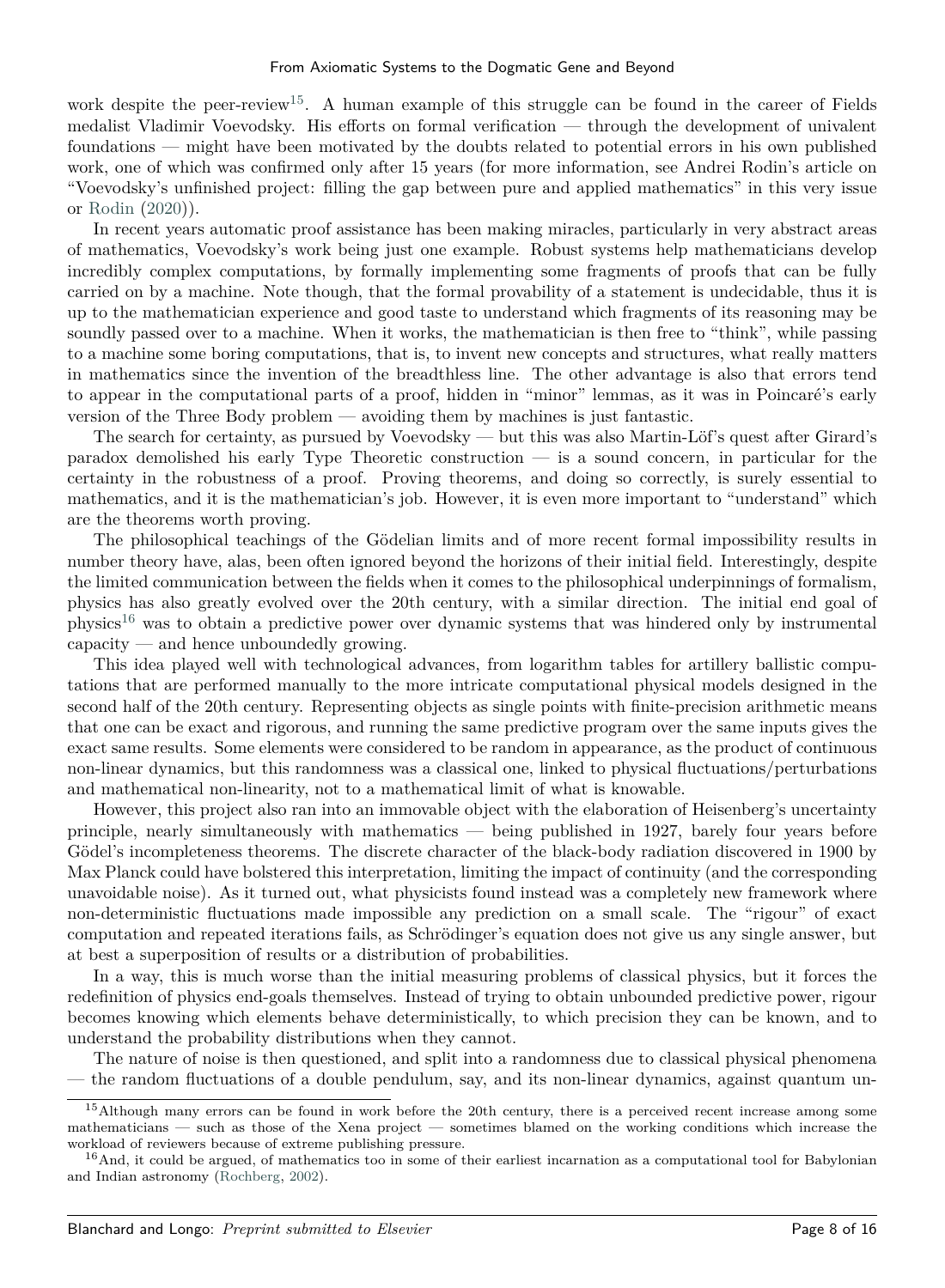work despite the peer-review[15]. A human example of this struggle can be found in the career of Fields medalist Vladimir Voevodsky. His efforts on formal verification — through the development of univalent foundations — might have been motivated by the doubts related to potential errors in his own published work, one of which was confirmed only after 15 years (for more information, see Andrei Rodin's article on "Voevodsky's unfinished project: filling the gap between pure and applied mathematics" in this very issue or Rodin (2020)).

In recent years automatic proof assistance has been making miracles, particularly in very abstract areas of mathematics, Voevodsky's work being just one example. Robust systems help mathematicians develop incredibly complex computations, by formally implementing some fragments of proofs that can be fully carried on by a machine. Note though, that the formal provability of a statement is undecidable, thus it is up to the mathematician experience and good taste to understand which fragments of its reasoning may be soundly passed over to a machine. When it works, the mathematician is then free to "think", while passing to a machine some boring computations, that is, to invent new concepts and structures, what really matters in mathematics since the invention of the breadthless line. The other advantage is also that errors tend to appear in the computational parts of a proof, hidden in "minor" lemmas, as it was in Poincaré's early version of the Three Body problem — avoiding them by machines is just fantastic.

The search for certainty, as pursued by Voevodsky — but this was also Martin-Löf's quest after Girard's paradox demolished his early Type Theoretic construction — is a sound concern, in particular for the certainty in the robustness of a proof. Proving theorems, and doing so correctly, is surely essential to mathematics, and it is the mathematician's job. However, it is even more important to "understand" which are the theorems worth proving.

The philosophical teachings of the Gödelian limits and of more recent formal impossibility results in number theory have, alas, been often ignored beyond the horizons of their initial field. Interestingly, despite the limited communication between the fields when it comes to the philosophical underpinnings of formalism, physics has also greatly evolved over the 20th century, with a similar direction. The initial end goal of physics[16] was to obtain a predictive power over dynamic systems that was hindered only by instrumental capacity — and hence unboundedly growing.

This idea played well with technological advances, from logarithm tables for artillery ballistic computations that are performed manually to the more intricate computational physical models designed in the second half of the 20th century. Representing objects as single points with finite-precision arithmetic means that one can be exact and rigorous, and running the same predictive program over the same inputs gives the exact same results. Some elements were considered to be random in appearance, as the product of continuous non-linear dynamics, but this randomness was a classical one, linked to physical fluctuations/perturbations and mathematical non-linearity, not to a mathematical limit of what is knowable.

However, this project also ran into an immovable object with the elaboration of Heisenberg's uncertainty principle, nearly simultaneously with mathematics — being published in 1927, barely four years before Gödel's incompleteness theorems. The discrete character of the black-body radiation discovered in 1900 by Max Planck could have bolstered this interpretation, limiting the impact of continuity (and the corresponding unavoidable noise). As it turned out, what physicists found instead was a completely new framework where non-deterministic fluctuations made impossible any prediction on a small scale. The "rigour" of exact computation and repeated iterations fails, as Schrödinger's equation does not give us any single answer, but at best a superposition of results or a distribution of probabilities.

In a way, this is much worse than the initial measuring problems of classical physics, but it forces the redefinition of physics end-goals themselves. Instead of trying to obtain unbounded predictive power, rigour becomes knowing which elements behave deterministically, to which precision they can be known, and to understand the probability distributions when they cannot.

The nature of noise is then questioned, and split into a randomness due to classical physical phenomena — the random fluctuations of a double pendulum, say, and its non-linear dynamics, against quantum un-

---

[15] Although many errors can be found in work before the 20th century, there is a perceived recent increase among some mathematicians — such as those of the Xena project — sometimes blamed on the working conditions which increase the workload of reviewers because of extreme publishing pressure.

[16] And, it could be argued, of mathematics too in some of their earliest incarnation as a computational tool for Babylonian and Indian astronomy (Rochberg, 2002).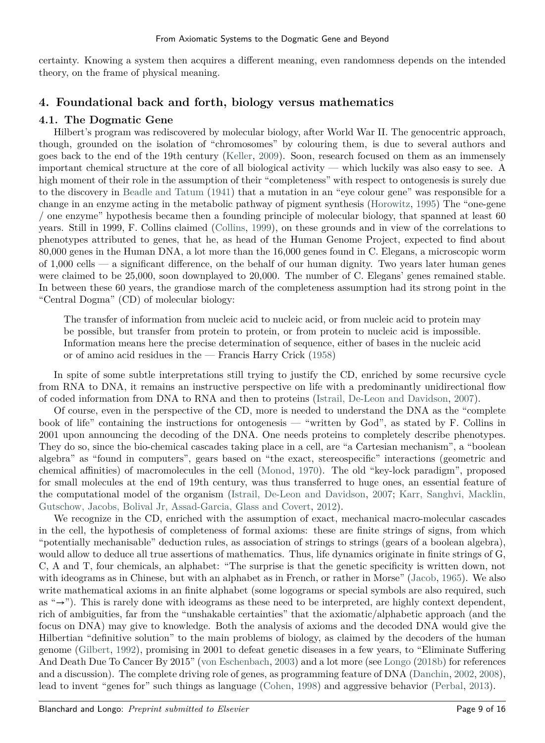certainty. Knowing a system then acquires a different meaning, even randomness depends on the intended theory, on the frame of physical meaning.

## 4. Foundational back and forth, biology versus mathematics

### 4.1. The Dogmatic Gene

Hilbert's program was rediscovered by molecular biology, after World War II. The genocentric approach, though, grounded on the isolation of "chromosomes" by colouring them, is due to several authors and goes back to the end of the 19th century (Keller, 2009). Soon, research focused on them as an immensely important chemical structure at the core of all biological activity — which luckily was also easy to see. A high moment of their role in the assumption of their "completeness" with respect to ontogenesis is surely due to the discovery in Beadle and Tatum (1941) that a mutation in an "eye colour gene" was responsible for a change in an enzyme acting in the metabolic pathway of pigment synthesis (Horowitz, 1995) The "one-gene / one enzyme" hypothesis became then a founding principle of molecular biology, that spanned at least 60 years. Still in 1999, F. Collins claimed (Collins, 1999), on these grounds and in view of the correlations to phenotypes attributed to genes, that he, as head of the Human Genome Project, expected to find about 80,000 genes in the Human DNA, a lot more than the 16,000 genes found in C. Elegans, a microscopic worm of 1,000 cells — a significant difference, on the behalf of our human dignity. Two years later human genes were claimed to be 25,000, soon downplayed to 20,000. The number of C. Elegans' genes remained stable. In between these 60 years, the grandiose march of the completeness assumption had its strong point in the "Central Dogma" (CD) of molecular biology:

> The transfer of information from nucleic acid to nucleic acid, or from nucleic acid to protein may be possible, but transfer from protein to protein, or from protein to nucleic acid is impossible. Information means here the precise determination of sequence, either of bases in the nucleic acid or of amino acid residues in the — Francis Harry Crick (1958)

In spite of some subtle interpretations still trying to justify the CD, enriched by some recursive cycle from RNA to DNA, it remains an instructive perspective on life with a predominantly unidirectional flow of coded information from DNA to RNA and then to proteins (Istrail, De-Leon and Davidson, 2007).

Of course, even in the perspective of the CD, more is needed to understand the DNA as the "complete book of life" containing the instructions for ontogenesis — "written by God", as stated by F. Collins in 2001 upon announcing the decoding of the DNA. One needs proteins to completely describe phenotypes. They do so, since the bio-chemical cascades taking place in a cell, are "a Cartesian mechanism", a "boolean algebra" as "found in computers", gears based on "the exact, stereospecific" interactions (geometric and chemical affinities) of macromolecules in the cell (Monod, 1970). The old "key-lock paradigm", proposed for small molecules at the end of 19th century, was thus transferred to huge ones, an essential feature of the computational model of the organism (Istrail, De-Leon and Davidson, 2007; Karr, Sanghvi, Macklin, Gutschow, Jacobs, Bolival Jr, Assad-Garcia, Glass and Covert, 2012).

We recognize in the CD, enriched with the assumption of exact, mechanical macro-molecular cascades in the cell, the hypothesis of completeness of formal axioms: these are finite strings of signs, from which "potentially mechanisable" deduction rules, as association of strings to strings (gears of a boolean algebra), would allow to deduce all true assertions of mathematics. Thus, life dynamics originate in finite strings of G, C, A and T, four chemicals, an alphabet: "The surprise is that the genetic specificity is written down, not with ideograms as in Chinese, but with an alphabet as in French, or rather in Morse" (Jacob, 1965). We also write mathematical axioms in an finite alphabet (some logograms or special symbols are also required, such as "→"). This is rarely done with ideograms as these need to be interpreted, are highly context dependent, rich of ambiguities, far from the "unshakable certainties" that the axiomatic/alphabetic approach (and the focus on DNA) may give to knowledge. Both the analysis of axioms and the decoded DNA would give the Hilbertian "definitive solution" to the main problems of biology, as claimed by the decoders of the human genome (Gilbert, 1992), promising in 2001 to defeat genetic diseases in a few years, to "Eliminate Suffering And Death Due To Cancer By 2015" (von Eschenbach, 2003) and a lot more (see Longo (2018b) for references and a discussion). The complete driving role of genes, as programming feature of DNA (Danchin, 2002, 2008), lead to invent "genes for" such things as language (Cohen, 1998) and aggressive behavior (Perbal, 2013).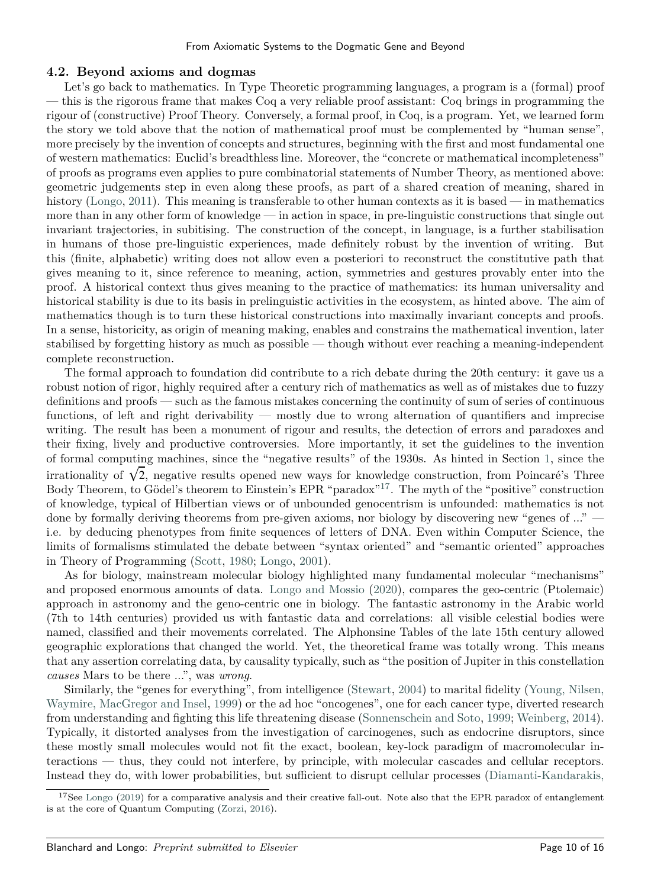## 4.2. Beyond axioms and dogmas

Let's go back to mathematics. In Type Theoretic programming languages, a program is a (formal) proof — this is the rigorous frame that makes Coq a very reliable proof assistant: Coq brings in programming the rigour of (constructive) Proof Theory. Conversely, a formal proof, in Coq, is a program. Yet, we learned form the story we told above that the notion of mathematical proof must be complemented by "human sense", more precisely by the invention of concepts and structures, beginning with the first and most fundamental one of western mathematics: Euclid's breadthless line. Moreover, the "concrete or mathematical incompleteness" of proofs as programs even applies to pure combinatorial statements of Number Theory, as mentioned above: geometric judgements step in even along these proofs, as part of a shared creation of meaning, shared in history (Longo, 2011). This meaning is transferable to other human contexts as it is based — in mathematics more than in any other form of knowledge — in action in space, in pre-linguistic constructions that single out invariant trajectories, in subitising. The construction of the concept, in language, is a further stabilisation in humans of those pre-linguistic experiences, made definitely robust by the invention of writing. But this (finite, alphabetic) writing does not allow even a posteriori to reconstruct the constitutive path that gives meaning to it, since reference to meaning, action, symmetries and gestures provably enter into the proof. A historical context thus gives meaning to the practice of mathematics: its human universality and historical stability is due to its basis in prelinguistic activities in the ecosystem, as hinted above. The aim of mathematics though is to turn these historical constructions into maximally invariant concepts and proofs. In a sense, historicity, as origin of meaning making, enables and constrains the mathematical invention, later stabilised by forgetting history as much as possible — though without ever reaching a meaning-independent complete reconstruction.

The formal approach to foundation did contribute to a rich debate during the 20th century: it gave us a robust notion of rigor, highly required after a century rich of mathematics as well as of mistakes due to fuzzy definitions and proofs — such as the famous mistakes concerning the continuity of sum of series of continuous functions, of left and right derivability — mostly due to wrong alternation of quantifiers and imprecise writing. The result has been a monument of rigour and results, the detection of errors and paradoxes and their fixing, lively and productive controversies. More importantly, it set the guidelines to the invention of formal computing machines, since the "negative results" of the 1930s. As hinted in Section 1, since the irrationality of $\sqrt{2}$, negative results opened new ways for knowledge construction, from Poincaré's Three Body Theorem, to Gödel's theorem to Einstein's EPR "paradox"[17]. The myth of the "positive" construction of knowledge, typical of Hilbertian views or of unbounded genocentrism is unfounded: mathematics is not done by formally deriving theorems from pre-given axioms, nor biology by discovering new "genes of ..." — i.e. by deducing phenotypes from finite sequences of letters of DNA. Even within Computer Science, the limits of formalisms stimulated the debate between "syntax oriented" and "semantic oriented" approaches in Theory of Programming (Scott, 1980; Longo, 2001).

As for biology, mainstream molecular biology highlighted many fundamental molecular "mechanisms" and proposed enormous amounts of data. Longo and Mossio (2020), compares the geo-centric (Ptolemaic) approach in astronomy and the geno-centric one in biology. The fantastic astronomy in the Arabic world (7th to 14th centuries) provided us with fantastic data and correlations: all visible celestial bodies were named, classified and their movements correlated. The Alphonsine Tables of the late 15th century allowed geographic explorations that changed the world. Yet, the theoretical frame was totally wrong. This means that any assertion correlating data, by causality typically, such as "the position of Jupiter in this constellation *causes* Mars to be there ...", was *wrong*.

Similarly, the "genes for everything", from intelligence (Stewart, 2004) to marital fidelity (Young, Nilsen, Waymire, MacGregor and Insel, 1999) or the ad hoc "oncogenes", one for each cancer type, diverted research from understanding and fighting this life threatening disease (Sonnenschein and Soto, 1999; Weinberg, 2014). Typically, it distorted analyses from the investigation of carcinogenes, such as endocrine disruptors, since these mostly small molecules would not fit the exact, boolean, key-lock paradigm of macromolecular interactions — thus, they could not interfere, by principle, with molecular cascades and cellular receptors. Instead they do, with lower probabilities, but sufficient to disrupt cellular processes (Diamanti-Kandarakis,

[17] See Longo (2019) for a comparative analysis and their creative fall-out. Note also that the EPR paradox of entanglement is at the core of Quantum Computing (Zorzi, 2016).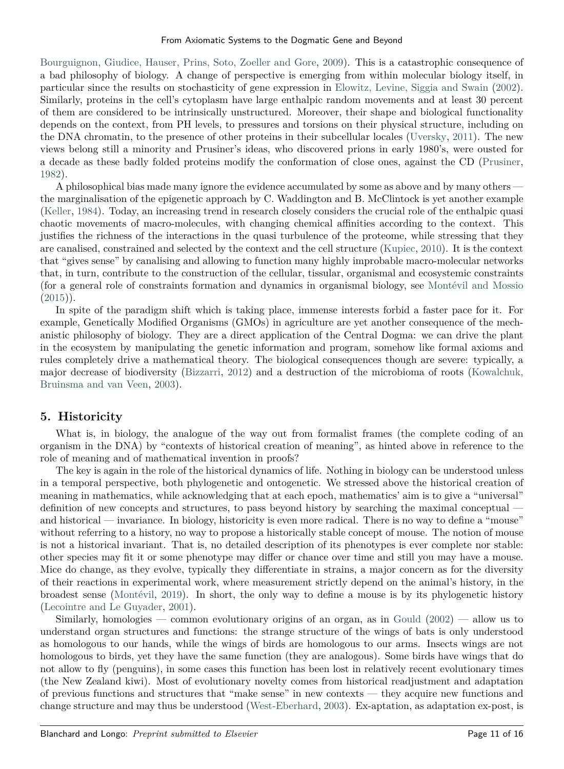Bourguignon, Giudice, Hauser, Prins, Soto, Zoeller and Gore, 2009). This is a catastrophic consequence of a bad philosophy of biology. A change of perspective is emerging from within molecular biology itself, in particular since the results on stochasticity of gene expression in Elowitz, Levine, Siggia and Swain (2002). Similarly, proteins in the cell's cytoplasm have large enthalpic random movements and at least 30 percent of them are considered to be intrinsically unstructured. Moreover, their shape and biological functionality depends on the context, from PH levels, to pressures and torsions on their physical structure, including on the DNA chromatin, to the presence of other proteins in their subcellular locales (Uversky, 2011). The new views belong still a minority and Prusiner's ideas, who discovered prions in early 1980's, were ousted for a decade as these badly folded proteins modify the conformation of close ones, against the CD (Prusiner, 1982).

A philosophical bias made many ignore the evidence accumulated by some as above and by many others — the marginalisation of the epigenetic approach by C. Waddington and B. McClintock is yet another example (Keller, 1984). Today, an increasing trend in research closely considers the crucial role of the enthalpic quasi chaotic movements of macro-molecules, with changing chemical affinities according to the context. This justifies the richness of the interactions in the quasi turbulence of the proteome, while stressing that they are canalised, constrained and selected by the context and the cell structure (Kupiec, 2010). It is the context that "gives sense" by canalising and allowing to function many highly improbable macro-molecular networks that, in turn, contribute to the construction of the cellular, tissular, organismal and ecosystemic constraints (for a general role of constraints formation and dynamics in organismal biology, see Montévil and Mossio (2015)).

In spite of the paradigm shift which is taking place, immense interests forbid a faster pace for it. For example, Genetically Modified Organisms (GMOs) in agriculture are yet another consequence of the mechanistic philosophy of biology. They are a direct application of the Central Dogma: we can drive the plant in the ecosystem by manipulating the genetic information and program, somehow like formal axioms and rules completely drive a mathematical theory. The biological consequences though are severe: typically, a major decrease of biodiversity (Bizzarri, 2012) and a destruction of the microbioma of roots (Kowalchuk, Bruinsma and van Veen, 2003).

## 5. Historicity

What is, in biology, the analogue of the way out from formalist frames (the complete coding of an organism in the DNA) by "contexts of historical creation of meaning", as hinted above in reference to the role of meaning and of mathematical invention in proofs?

The key is again in the role of the historical dynamics of life. Nothing in biology can be understood unless in a temporal perspective, both phylogenetic and ontogenetic. We stressed above the historical creation of meaning in mathematics, while acknowledging that at each epoch, mathematics' aim is to give a "universal" definition of new concepts and structures, to pass beyond history by searching the maximal conceptual — and historical — invariance. In biology, historicity is even more radical. There is no way to define a "mouse" without referring to a history, no way to propose a historically stable concept of mouse. The notion of mouse is not a historical invariant. That is, no detailed description of its phenotypes is ever complete nor stable: other species may fit it or some phenotype may differ or chance over time and still you may have a mouse. Mice do change, as they evolve, typically they differentiate in strains, a major concern as for the diversity of their reactions in experimental work, where measurement strictly depend on the animal's history, in the broadest sense (Montévil, 2019). In short, the only way to define a mouse is by its phylogenetic history (Lecointre and Le Guyader, 2001).

Similarly, homologies — common evolutionary origins of an organ, as in Gould (2002) — allow us to understand organ structures and functions: the strange structure of the wings of bats is only understood as homologous to our hands, while the wings of birds are homologous to our arms. Insects wings are not homologous to birds, yet they have the same function (they are analogous). Some birds have wings that do not allow to fly (penguins), in some cases this function has been lost in relatively recent evolutionary times (the New Zealand kiwi). Most of evolutionary novelty comes from historical readjustment and adaptation of previous functions and structures that "make sense" in new contexts — they acquire new functions and change structure and may thus be understood (West-Eberhard, 2003). Ex-aptation, as adaptation ex-post, is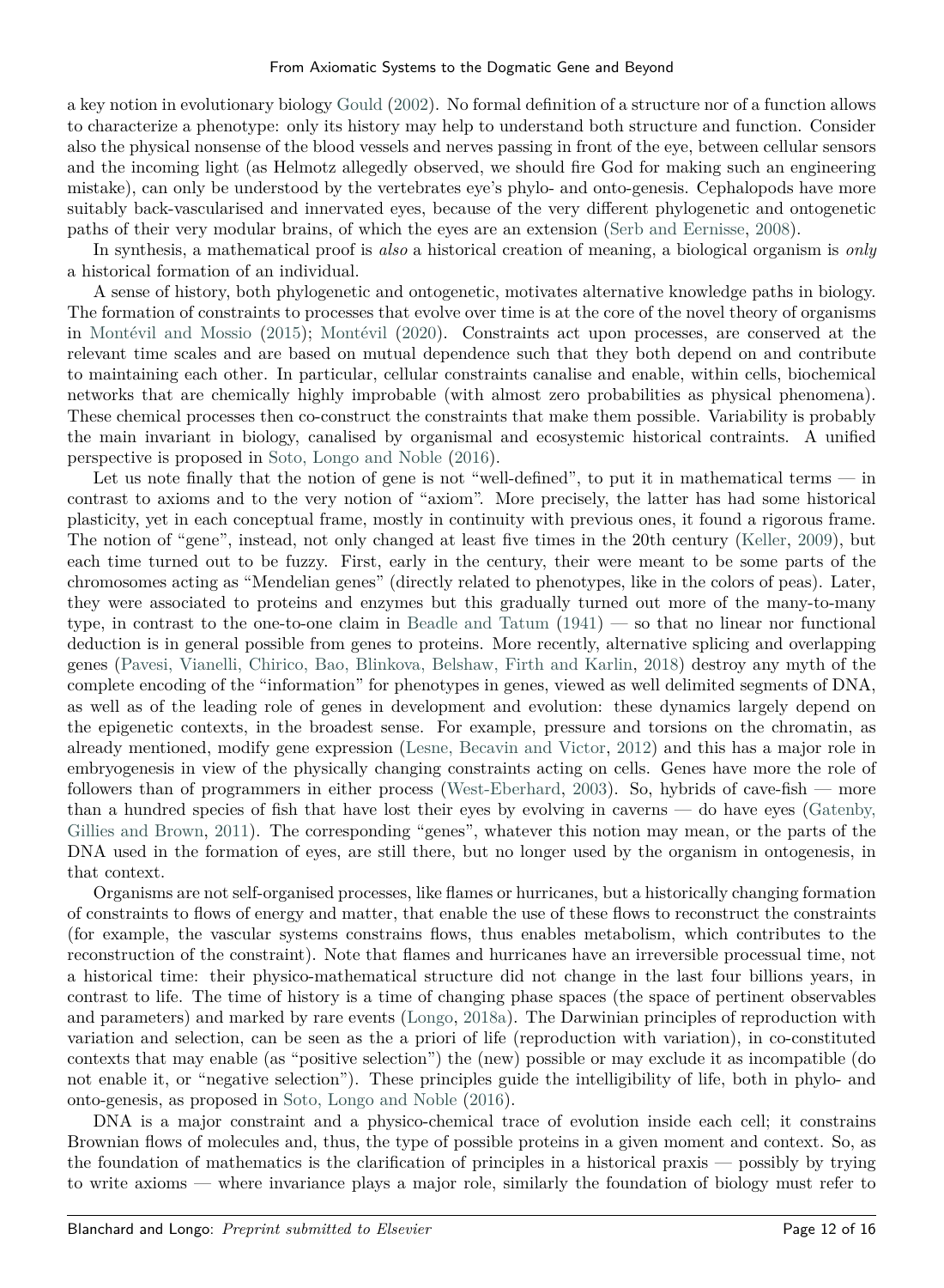a key notion in evolutionary biology Gould (2002). No formal definition of a structure nor of a function allows to characterize a phenotype: only its history may help to understand both structure and function. Consider also the physical nonsense of the blood vessels and nerves passing in front of the eye, between cellular sensors and the incoming light (as Helmotz allegedly observed, we should fire God for making such an engineering mistake), can only be understood by the vertebrates eye's phylo- and onto-genesis. Cephalopods have more suitably back-vascularised and innervated eyes, because of the very different phylogenetic and ontogenetic paths of their very modular brains, of which the eyes are an extension (Serb and Eernisse, 2008).

In synthesis, a mathematical proof is *also* a historical creation of meaning, a biological organism is *only* a historical formation of an individual.

A sense of history, both phylogenetic and ontogenetic, motivates alternative knowledge paths in biology. The formation of constraints to processes that evolve over time is at the core of the novel theory of organisms in Montévil and Mossio (2015); Montévil (2020). Constraints act upon processes, are conserved at the relevant time scales and are based on mutual dependence such that they both depend on and contribute to maintaining each other. In particular, cellular constraints canalise and enable, within cells, biochemical networks that are chemically highly improbable (with almost zero probabilities as physical phenomena). These chemical processes then co-construct the constraints that make them possible. Variability is probably the main invariant in biology, canalised by organismal and ecosystemic historical contraints. A unified perspective is proposed in Soto, Longo and Noble (2016).

Let us note finally that the notion of gene is not "well-defined", to put it in mathematical terms — in contrast to axioms and to the very notion of "axiom". More precisely, the latter has had some historical plasticity, yet in each conceptual frame, mostly in continuity with previous ones, it found a rigorous frame. The notion of "gene", instead, not only changed at least five times in the 20th century (Keller, 2009), but each time turned out to be fuzzy. First, early in the century, their were meant to be some parts of the chromosomes acting as "Mendelian genes" (directly related to phenotypes, like in the colors of peas). Later, they were associated to proteins and enzymes but this gradually turned out more of the many-to-many type, in contrast to the one-to-one claim in Beadle and Tatum (1941) — so that no linear nor functional deduction is in general possible from genes to proteins. More recently, alternative splicing and overlapping genes (Pavesi, Vianelli, Chirico, Bao, Blinkova, Belshaw, Firth and Karlin, 2018) destroy any myth of the complete encoding of the "information" for phenotypes in genes, viewed as well delimited segments of DNA, as well as of the leading role of genes in development and evolution: these dynamics largely depend on the epigenetic contexts, in the broadest sense. For example, pressure and torsions on the chromatin, as already mentioned, modify gene expression (Lesne, Becavin and Victor, 2012) and this has a major role in embryogenesis in view of the physically changing constraints acting on cells. Genes have more the role of followers than of programmers in either process (West-Eberhard, 2003). So, hybrids of cave-fish — more than a hundred species of fish that have lost their eyes by evolving in caverns — do have eyes (Gatenby, Gillies and Brown, 2011). The corresponding "genes", whatever this notion may mean, or the parts of the DNA used in the formation of eyes, are still there, but no longer used by the organism in ontogenesis, in that context.

Organisms are not self-organised processes, like flames or hurricanes, but a historically changing formation of constraints to flows of energy and matter, that enable the use of these flows to reconstruct the constraints (for example, the vascular systems constrains flows, thus enables metabolism, which contributes to the reconstruction of the constraint). Note that flames and hurricanes have an irreversible processual time, not a historical time: their physico-mathematical structure did not change in the last four billions years, in contrast to life. The time of history is a time of changing phase spaces (the space of pertinent observables and parameters) and marked by rare events (Longo, 2018a). The Darwinian principles of reproduction with variation and selection, can be seen as the a priori of life (reproduction with variation), in co-constituted contexts that may enable (as "positive selection") the (new) possible or may exclude it as incompatible (do not enable it, or "negative selection"). These principles guide the intelligibility of life, both in phylo- and onto-genesis, as proposed in Soto, Longo and Noble (2016).

DNA is a major constraint and a physico-chemical trace of evolution inside each cell; it constrains Brownian flows of molecules and, thus, the type of possible proteins in a given moment and context. So, as the foundation of mathematics is the clarification of principles in a historical praxis — possibly by trying to write axioms — where invariance plays a major role, similarly the foundation of biology must refer to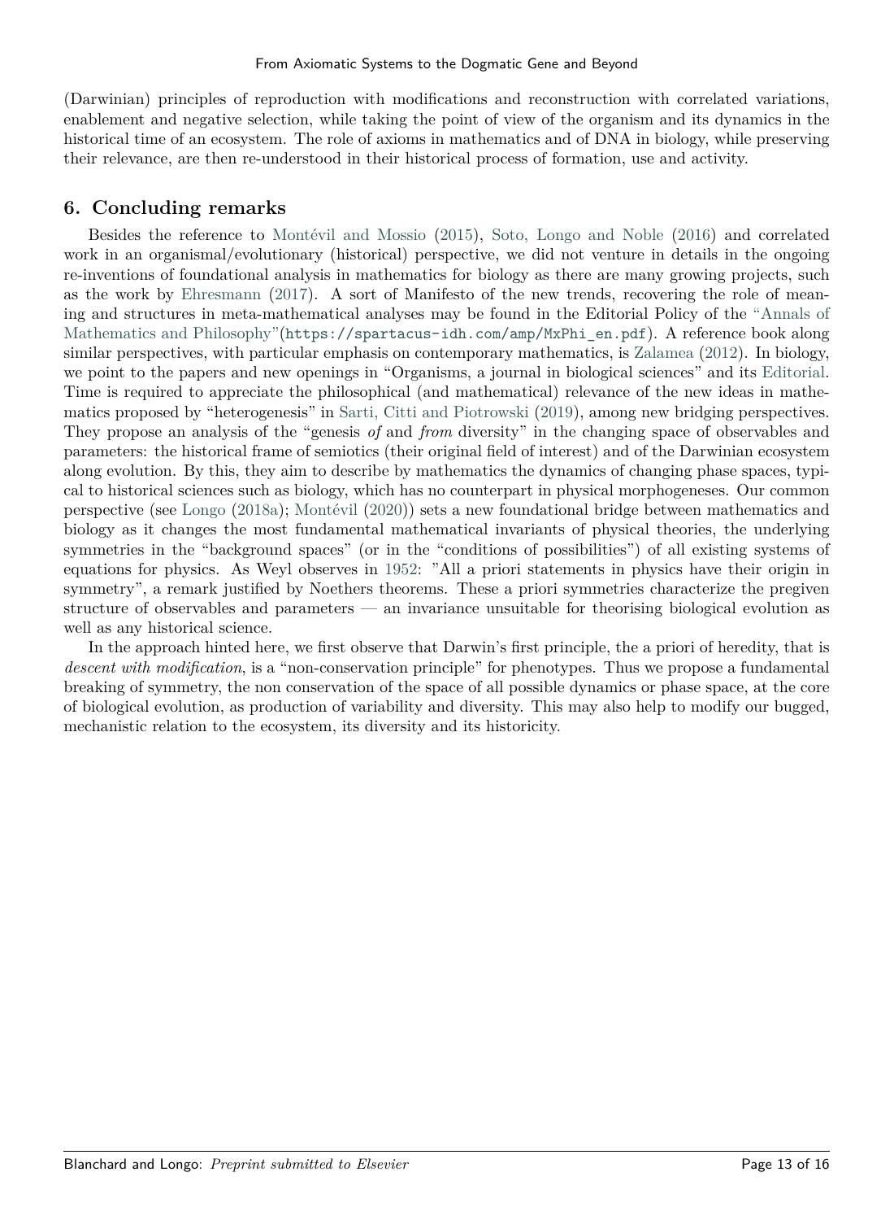(Darwinian) principles of reproduction with modifications and reconstruction with correlated variations, enablement and negative selection, while taking the point of view of the organism and its dynamics in the historical time of an ecosystem. The role of axioms in mathematics and of DNA in biology, while preserving their relevance, are then re-understood in their historical process of formation, use and activity.

## 6. Concluding remarks

Besides the reference to Montévil and Mossio (2015), Soto, Longo and Noble (2016) and correlated work in an organismal/evolutionary (historical) perspective, we did not venture in details in the ongoing re-inventions of foundational analysis in mathematics for biology as there are many growing projects, such as the work by Ehresmann (2017). A sort of Manifesto of the new trends, recovering the role of meaning and structures in meta-mathematical analyses may be found in the Editorial Policy of the "Annals of Mathematics and Philosophy"(`https://spartacus-idh.com/amp/MxPhi_en.pdf`). A reference book along similar perspectives, with particular emphasis on contemporary mathematics, is Zalamea (2012). In biology, we point to the papers and new openings in "Organisms, a journal in biological sciences" and its Editorial. Time is required to appreciate the philosophical (and mathematical) relevance of the new ideas in mathematics proposed by "heterogenesis" in Sarti, Citti and Piotrowski (2019), among new bridging perspectives. They propose an analysis of the "genesis *of* and *from* diversity" in the changing space of observables and parameters: the historical frame of semiotics (their original field of interest) and of the Darwinian ecosystem along evolution. By this, they aim to describe by mathematics the dynamics of changing phase spaces, typical to historical sciences such as biology, which has no counterpart in physical morphogeneses. Our common perspective (see Longo (2018a); Montévil (2020)) sets a new foundational bridge between mathematics and biology as it changes the most fundamental mathematical invariants of physical theories, the underlying symmetries in the "background spaces" (or in the "conditions of possibilities") of all existing systems of equations for physics. As Weyl observes in 1952: "All a priori statements in physics have their origin in symmetry", a remark justified by Noethers theorems. These a priori symmetries characterize the pregiven structure of observables and parameters — an invariance unsuitable for theorising biological evolution as well as any historical science.

In the approach hinted here, we first observe that Darwin's first principle, the a priori of heredity, that is *descent with modification*, is a "non-conservation principle" for phenotypes. Thus we propose a fundamental breaking of symmetry, the non conservation of the space of all possible dynamics or phase space, at the core of biological evolution, as production of variability and diversity. This may also help to modify our bugged, mechanistic relation to the ecosystem, its diversity and its historicity.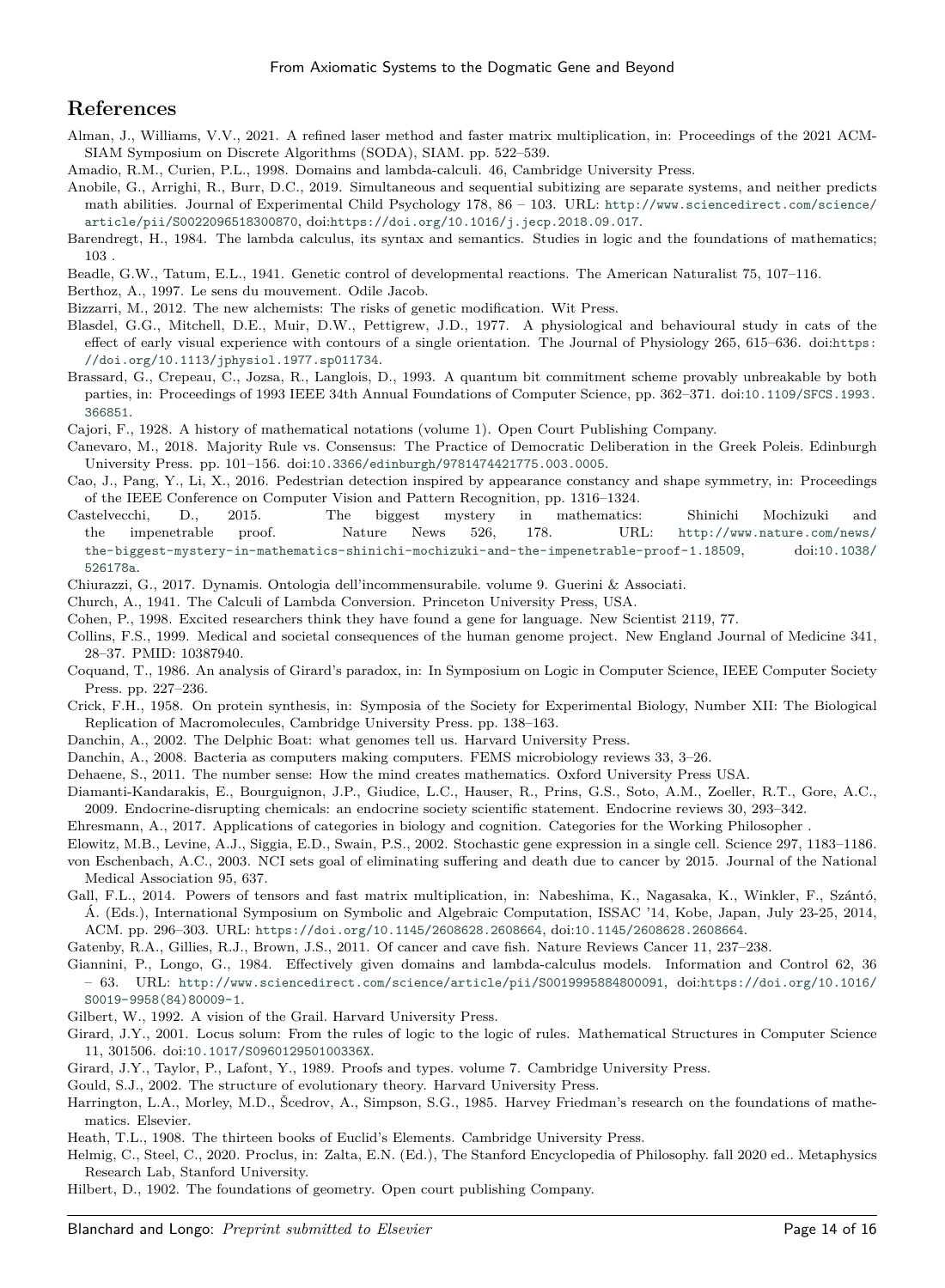## References

Alman, J., Williams, V.V., 2021. A refined laser method and faster matrix multiplication, in: Proceedings of the 2021 ACM-SIAM Symposium on Discrete Algorithms (SODA), SIAM. pp. 522–539.

Amadio, R.M., Curien, P.L., 1998. Domains and lambda-calculi. 46, Cambridge University Press.

Anobile, G., Arrighi, R., Burr, D.C., 2019. Simultaneous and sequential subitizing are separate systems, and neither predicts math abilities. Journal of Experimental Child Psychology 178, 86 – 103. URL: http://www.sciencedirect.com/science/article/pii/S0022096518300870, doi:https://doi.org/10.1016/j.jecp.2018.09.017.

Barendregt, H., 1984. The lambda calculus, its syntax and semantics. Studies in logic and the foundations of mathematics; 103 .

Beadle, G.W., Tatum, E.L., 1941. Genetic control of developmental reactions. The American Naturalist 75, 107–116.

Berthoz, A., 1997. Le sens du mouvement. Odile Jacob.

Bizzarri, M., 2012. The new alchemists: The risks of genetic modification. Wit Press.

Blasdel, G.G., Mitchell, D.E., Muir, D.W., Pettigrew, J.D., 1977. A physiological and behavioural study in cats of the effect of early visual experience with contours of a single orientation. The Journal of Physiology 265, 615–636. doi:https://doi.org/10.1113/jphysiol.1977.sp011734.

Brassard, G., Crepeau, C., Jozsa, R., Langlois, D., 1993. A quantum bit commitment scheme provably unbreakable by both parties, in: Proceedings of 1993 IEEE 34th Annual Foundations of Computer Science, pp. 362–371. doi:10.1109/SFCS.1993.366851.

Cajori, F., 1928. A history of mathematical notations (volume 1). Open Court Publishing Company.

Canevaro, M., 2018. Majority Rule vs. Consensus: The Practice of Democratic Deliberation in the Greek Poleis. Edinburgh University Press. pp. 101–156. doi:10.3366/edinburgh/9781474421775.003.0005.

Cao, J., Pang, Y., Li, X., 2016. Pedestrian detection inspired by appearance constancy and shape symmetry, in: Proceedings of the IEEE Conference on Computer Vision and Pattern Recognition, pp. 1316–1324.

Castelvecchi, D., 2015. The biggest mystery in mathematics: Shinichi Mochizuki and the impenetrable proof. Nature News 526, 178. URL: http://www.nature.com/news/the-biggest-mystery-in-mathematics-shinichi-mochizuki-and-the-impenetrable-proof-1.18509, doi:10.1038/526178a.

Chiurazzi, G., 2017. Dynamis. Ontologia dell'incommensurabile. volume 9. Guerini & Associati.

Church, A., 1941. The Calculi of Lambda Conversion. Princeton University Press, USA.

Cohen, P., 1998. Excited researchers think they have found a gene for language. New Scientist 2119, 77.

Collins, F.S., 1999. Medical and societal consequences of the human genome project. New England Journal of Medicine 341, 28–37. PMID: 10387940.

Coquand, T., 1986. An analysis of Girard's paradox, in: In Symposium on Logic in Computer Science, IEEE Computer Society Press. pp. 227–236.

Crick, F.H., 1958. On protein synthesis, in: Symposia of the Society for Experimental Biology, Number XII: The Biological Replication of Macromolecules, Cambridge University Press. pp. 138–163.

Danchin, A., 2002. The Delphic Boat: what genomes tell us. Harvard University Press.

Danchin, A., 2008. Bacteria as computers making computers. FEMS microbiology reviews 33, 3–26.

Dehaene, S., 2011. The number sense: How the mind creates mathematics. Oxford University Press USA.

Diamanti-Kandarakis, E., Bourguignon, J.P., Giudice, L.C., Hauser, R., Prins, G.S., Soto, A.M., Zoeller, R.T., Gore, A.C., 2009. Endocrine-disrupting chemicals: an endocrine society scientific statement. Endocrine reviews 30, 293–342.

Ehresmann, A., 2017. Applications of categories in biology and cognition. Categories for the Working Philosopher .

Elowitz, M.B., Levine, A.J., Siggia, E.D., Swain, P.S., 2002. Stochastic gene expression in a single cell. Science 297, 1183–1186.

von Eschenbach, A.C., 2003. NCI sets goal of eliminating suffering and death due to cancer by 2015. Journal of the National Medical Association 95, 637.

Gall, F.L., 2014. Powers of tensors and fast matrix multiplication, in: Nabeshima, K., Nagasaka, K., Winkler, F., Szántó, Á. (Eds.), International Symposium on Symbolic and Algebraic Computation, ISSAC '14, Kobe, Japan, July 23-25, 2014, ACM. pp. 296–303. URL: https://doi.org/10.1145/2608628.2608664, doi:10.1145/2608628.2608664.

Gatenby, R.A., Gillies, R.J., Brown, J.S., 2011. Of cancer and cave fish. Nature Reviews Cancer 11, 237–238.

Giannini, P., Longo, G., 1984. Effectively given domains and lambda-calculus models. Information and Control 62, 36 – 63. URL: http://www.sciencedirect.com/science/article/pii/S0019995884800091, doi:https://doi.org/10.1016/S0019-9958(84)80009-1.

Gilbert, W., 1992. A vision of the Grail. Harvard University Press.

Girard, J.Y., 2001. Locus solum: From the rules of logic to the logic of rules. Mathematical Structures in Computer Science 11, 301506. doi:10.1017/S096012950100336X.

Girard, J.Y., Taylor, P., Lafont, Y., 1989. Proofs and types. volume 7. Cambridge University Press.

Gould, S.J., 2002. The structure of evolutionary theory. Harvard University Press.

Harrington, L.A., Morley, M.D., Šcedrov, A., Simpson, S.G., 1985. Harvey Friedman's research on the foundations of mathematics. Elsevier.

Heath, T.L., 1908. The thirteen books of Euclid's Elements. Cambridge University Press.

Helmig, C., Steel, C., 2020. Proclus, in: Zalta, E.N. (Ed.), The Stanford Encyclopedia of Philosophy. fall 2020 ed.. Metaphysics Research Lab, Stanford University.

Hilbert, D., 1902. The foundations of geometry. Open court publishing Company.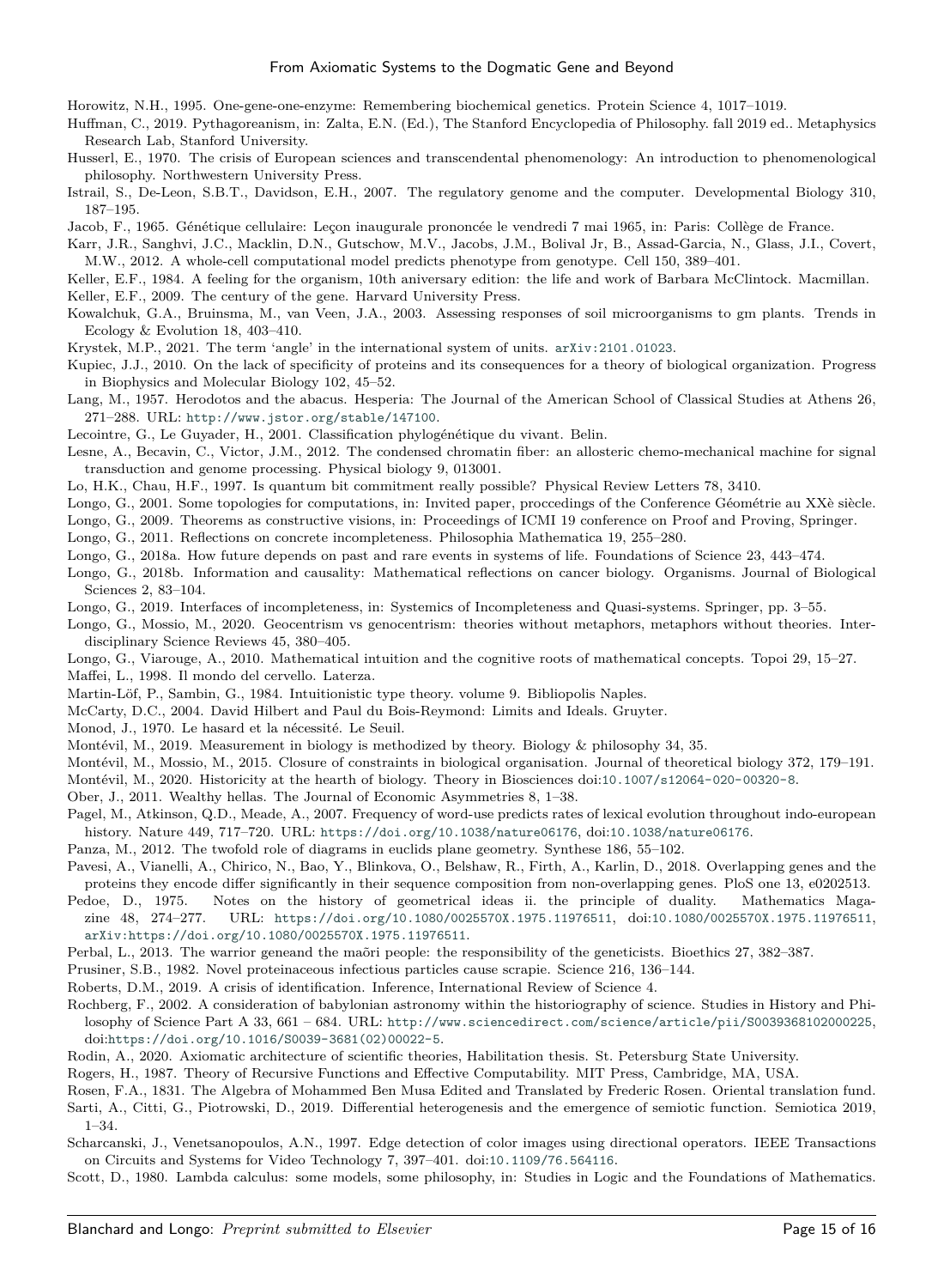Horowitz, N.H., 1995. One-gene-one-enzyme: Remembering biochemical genetics. Protein Science 4, 1017–1019.

Huffman, C., 2019. Pythagoreanism, in: Zalta, E.N. (Ed.), The Stanford Encyclopedia of Philosophy. fall 2019 ed.. Metaphysics Research Lab, Stanford University.

Husserl, E., 1970. The crisis of European sciences and transcendental phenomenology: An introduction to phenomenological philosophy. Northwestern University Press.

Istrail, S., De-Leon, S.B.T., Davidson, E.H., 2007. The regulatory genome and the computer. Developmental Biology 310, 187–195.

Jacob, F., 1965. Génétique cellulaire: Leçon inaugurale prononcée le vendredi 7 mai 1965, in: Paris: Collège de France.

Karr, J.R., Sanghvi, J.C., Macklin, D.N., Gutschow, M.V., Jacobs, J.M., Bolival Jr, B., Assad-Garcia, N., Glass, J.I., Covert, M.W., 2012. A whole-cell computational model predicts phenotype from genotype. Cell 150, 389–401.

Keller, E.F., 1984. A feeling for the organism, 10th aniversary edition: the life and work of Barbara McClintock. Macmillan.

Keller, E.F., 2009. The century of the gene. Harvard University Press.

Kowalchuk, G.A., Bruinsma, M., van Veen, J.A., 2003. Assessing responses of soil microorganisms to gm plants. Trends in Ecology & Evolution 18, 403–410.

Krystek, M.P., 2021. The term 'angle' in the international system of units. arXiv:2101.01023.

Kupiec, J.J., 2010. On the lack of specificity of proteins and its consequences for a theory of biological organization. Progress in Biophysics and Molecular Biology 102, 45–52.

Lang, M., 1957. Herodotos and the abacus. Hesperia: The Journal of the American School of Classical Studies at Athens 26, 271–288. URL: http://www.jstor.org/stable/147100.

Lecointre, G., Le Guyader, H., 2001. Classification phylogénétique du vivant. Belin.

Lesne, A., Becavin, C., Victor, J.M., 2012. The condensed chromatin fiber: an allosteric chemo-mechanical machine for signal transduction and genome processing. Physical biology 9, 013001.

Lo, H.K., Chau, H.F., 1997. Is quantum bit commitment really possible? Physical Review Letters 78, 3410.

Longo, G., 2001. Some topologies for computations, in: Invited paper, proccedings of the Conference Géométrie au XXè siècle.

Longo, G., 2009. Theorems as constructive visions, in: Proceedings of ICMI 19 conference on Proof and Proving, Springer.

Longo, G., 2011. Reflections on concrete incompleteness. Philosophia Mathematica 19, 255–280.

Longo, G., 2018a. How future depends on past and rare events in systems of life. Foundations of Science 23, 443–474.

Longo, G., 2018b. Information and causality: Mathematical reflections on cancer biology. Organisms. Journal of Biological Sciences 2, 83–104.

Longo, G., 2019. Interfaces of incompleteness, in: Systemics of Incompleteness and Quasi-systems. Springer, pp. 3–55.

Longo, G., Mossio, M., 2020. Geocentrism vs genocentrism: theories without metaphors, metaphors without theories. Interdisciplinary Science Reviews 45, 380–405.

Longo, G., Viarouge, A., 2010. Mathematical intuition and the cognitive roots of mathematical concepts. Topoi 29, 15–27.

Maffei, L., 1998. Il mondo del cervello. Laterza.

Martin-Löf, P., Sambin, G., 1984. Intuitionistic type theory. volume 9. Bibliopolis Naples.

McCarty, D.C., 2004. David Hilbert and Paul du Bois-Reymond: Limits and Ideals. Gruyter.

Monod, J., 1970. Le hasard et la nécessité. Le Seuil.

Montévil, M., 2019. Measurement in biology is methodized by theory. Biology & philosophy 34, 35.

Montévil, M., Mossio, M., 2015. Closure of constraints in biological organisation. Journal of theoretical biology 372, 179–191.

Montévil, M., 2020. Historicity at the hearth of biology. Theory in Biosciences doi:10.1007/s12064-020-00320-8.

Ober, J., 2011. Wealthy hellas. The Journal of Economic Asymmetries 8, 1–38.

Pagel, M., Atkinson, Q.D., Meade, A., 2007. Frequency of word-use predicts rates of lexical evolution throughout indo-european history. Nature 449, 717–720. URL: https://doi.org/10.1038/nature06176, doi:10.1038/nature06176.

Panza, M., 2012. The twofold role of diagrams in euclids plane geometry. Synthese 186, 55–102.

Pavesi, A., Vianelli, A., Chirico, N., Bao, Y., Blinkova, O., Belshaw, R., Firth, A., Karlin, D., 2018. Overlapping genes and the proteins they encode differ significantly in their sequence composition from non-overlapping genes. PloS one 13, e0202513.

Pedoe, D., 1975. Notes on the history of geometrical ideas ii. the principle of duality. Mathematics Magazine 48, 274–277. URL: https://doi.org/10.1080/0025570X.1975.11976511, doi:10.1080/0025570X.1975.11976511, arXiv:https://doi.org/10.1080/0025570X.1975.11976511.

Perbal, L., 2013. The warrior geneand the maõri people: the responsibility of the geneticists. Bioethics 27, 382–387.

Prusiner, S.B., 1982. Novel proteinaceous infectious particles cause scrapie. Science 216, 136–144.

Roberts, D.M., 2019. A crisis of identification. Inference, International Review of Science 4.

Rochberg, F., 2002. A consideration of babylonian astronomy within the historiography of science. Studies in History and Philosophy of Science Part A 33, 661 – 684. URL: http://www.sciencedirect.com/science/article/pii/S0039368102000225, doi:https://doi.org/10.1016/S0039-3681(02)00022-5.

Rodin, A., 2020. Axiomatic architecture of scientific theories, Habilitation thesis. St. Petersburg State University.

Rogers, H., 1987. Theory of Recursive Functions and Effective Computability. MIT Press, Cambridge, MA, USA.

Rosen, F.A., 1831. The Algebra of Mohammed Ben Musa Edited and Translated by Frederic Rosen. Oriental translation fund.

Sarti, A., Citti, G., Piotrowski, D., 2019. Differential heterogenesis and the emergence of semiotic function. Semiotica 2019, 1–34.

Scharcanski, J., Venetsanopoulos, A.N., 1997. Edge detection of color images using directional operators. IEEE Transactions on Circuits and Systems for Video Technology 7, 397–401. doi:10.1109/76.564116.

Scott, D., 1980. Lambda calculus: some models, some philosophy, in: Studies in Logic and the Foundations of Mathematics.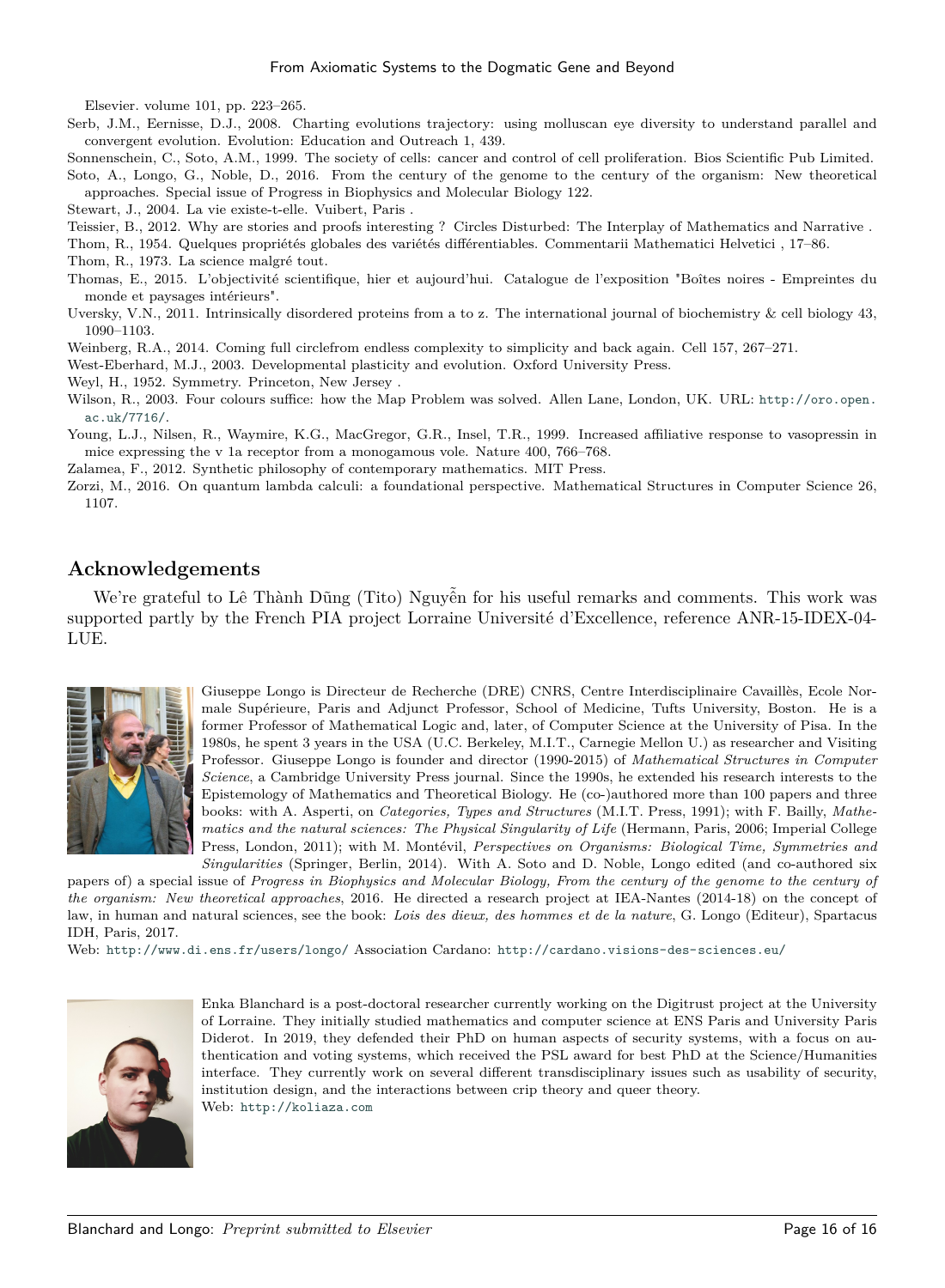Elsevier. volume 101, pp. 223–265.

Serb, J.M., Eernisse, D.J., 2008. Charting evolutions trajectory: using molluscan eye diversity to understand parallel and convergent evolution. Evolution: Education and Outreach 1, 439.

Sonnenschein, C., Soto, A.M., 1999. The society of cells: cancer and control of cell proliferation. Bios Scientific Pub Limited.

Soto, A., Longo, G., Noble, D., 2016. From the century of the genome to the century of the organism: New theoretical approaches. Special issue of Progress in Biophysics and Molecular Biology 122.

Stewart, J., 2004. La vie existe-t-elle. Vuibert, Paris .

Teissier, B., 2012. Why are stories and proofs interesting ? Circles Disturbed: The Interplay of Mathematics and Narrative .

Thom, R., 1954. Quelques propriétés globales des variétés différentiables. Commentarii Mathematici Helvetici , 17–86.

Thom, R., 1973. La science malgré tout.

Thomas, E., 2015. L'objectivité scientifique, hier et aujourd'hui. Catalogue de l'exposition "Boîtes noires - Empreintes du monde et paysages intérieurs".

Uversky, V.N., 2011. Intrinsically disordered proteins from a to z. The international journal of biochemistry & cell biology 43, 1090–1103.

Weinberg, R.A., 2014. Coming full circlefrom endless complexity to simplicity and back again. Cell 157, 267–271.

West-Eberhard, M.J., 2003. Developmental plasticity and evolution. Oxford University Press.

Weyl, H., 1952. Symmetry. Princeton, New Jersey .

Wilson, R., 2003. Four colours suffice: how the Map Problem was solved. Allen Lane, London, UK. URL: http://oro.open.ac.uk/7716/.

Young, L.J., Nilsen, R., Waymire, K.G., MacGregor, G.R., Insel, T.R., 1999. Increased affiliative response to vasopressin in mice expressing the v 1a receptor from a monogamous vole. Nature 400, 766–768.

Zalamea, F., 2012. Synthetic philosophy of contemporary mathematics. MIT Press.

Zorzi, M., 2016. On quantum lambda calculi: a foundational perspective. Mathematical Structures in Computer Science 26, 1107.

## Acknowledgements

We're grateful to Lê Thành Dũng (Tito) Nguyễn for his useful remarks and comments. This work was supported partly by the French PIA project Lorraine Université d'Excellence, reference ANR-15-IDEX-04-LUE.

Giuseppe Longo is Directeur de Recherche (DRE) CNRS, Centre Interdisciplinaire Cavaillès, Ecole Normale Supérieure, Paris and Adjunct Professor, School of Medicine, Tufts University, Boston. He is a former Professor of Mathematical Logic and, later, of Computer Science at the University of Pisa. In the 1980s, he spent 3 years in the USA (U.C. Berkeley, M.I.T., Carnegie Mellon U.) as researcher and Visiting Professor. Giuseppe Longo is founder and director (1990-2015) of *Mathematical Structures in Computer Science*, a Cambridge University Press journal. Since the 1990s, he extended his research interests to the Epistemology of Mathematics and Theoretical Biology. He (co-)authored more than 100 papers and three books: with A. Asperti, on *Categories, Types and Structures* (M.I.T. Press, 1991); with F. Bailly, *Mathematics and the natural sciences: The Physical Singularity of Life* (Hermann, Paris, 2006; Imperial College Press, London, 2011); with M. Montévil, *Perspectives on Organisms: Biological Time, Symmetries and Singularities* (Springer, Berlin, 2014). With A. Soto and D. Noble, Longo edited (and co-authored six papers of) a special issue of *Progress in Biophysics and Molecular Biology, From the century of the genome to the century of the organism: New theoretical approaches*, 2016. He directed a research project at IEA-Nantes (2014-18) on the concept of law, in human and natural sciences, see the book: *Lois des dieux, des hommes et de la nature*, G. Longo (Editeur), Spartacus IDH, Paris, 2017.
Web: http://www.di.ens.fr/users/longo/ Association Cardano: http://cardano.visions-des-sciences.eu/

Enka Blanchard is a post-doctoral researcher currently working on the Digitrust project at the University of Lorraine. They initially studied mathematics and computer science at ENS Paris and University Paris Diderot. In 2019, they defended their PhD on human aspects of security systems, with a focus on authentication and voting systems, which received the PSL award for best PhD at the Science/Humanities interface. They currently work on several different transdisciplinary issues such as usability of security, institution design, and the interactions between crip theory and queer theory.
Web: http://koliaza.com